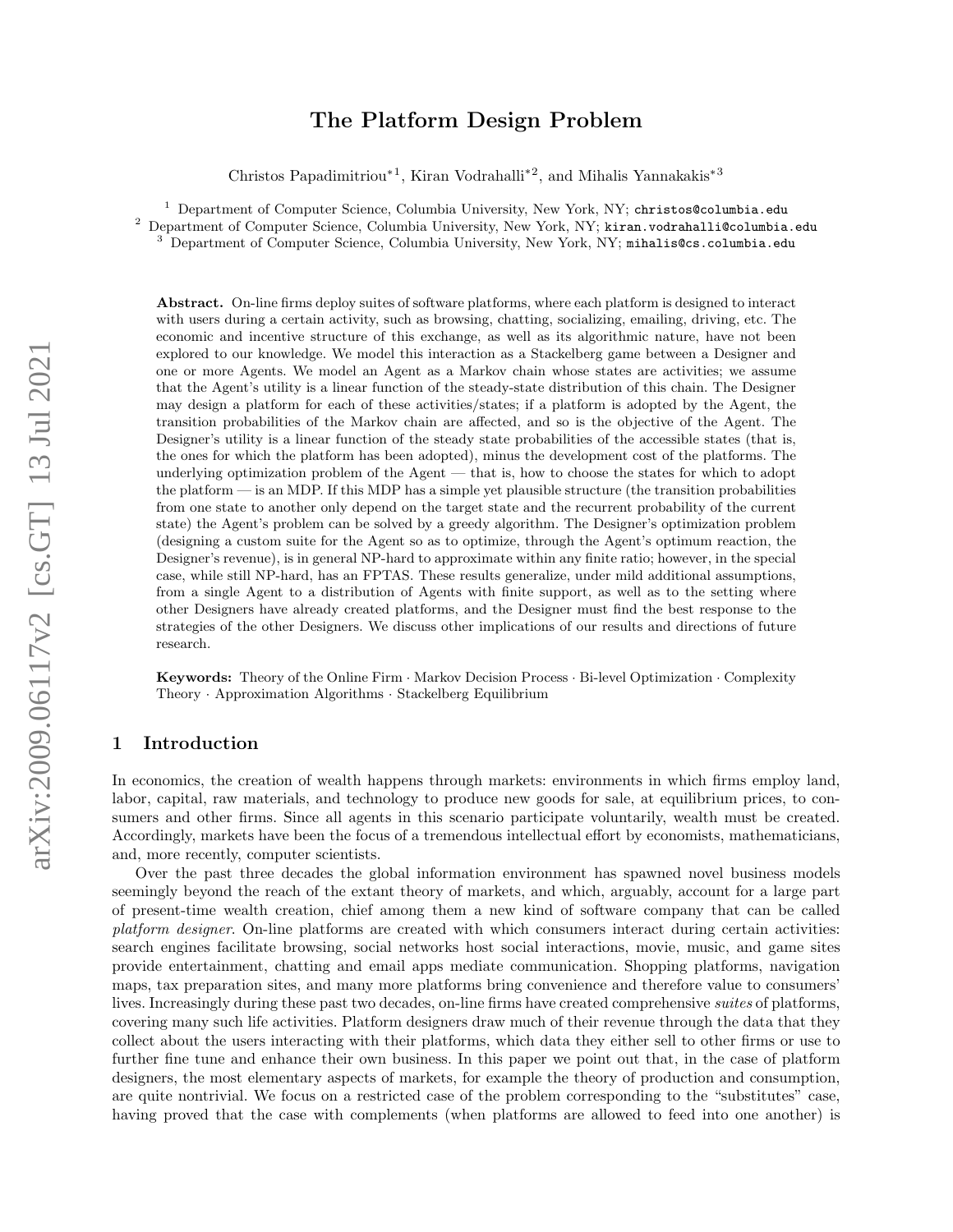# The Platform Design Problem

Christos Papadimitriou*[1], Kiran Vodrahalli*[2], and Mihalis Yannakakis*[3]

[1] Department of Computer Science, Columbia University, New York, NY; christos@columbia.edu
[2] Department of Computer Science, Columbia University, New York, NY; kiran.vodrahalli@columbia.edu
[3] Department of Computer Science, Columbia University, New York, NY; mihalis@cs.columbia.edu

**Abstract.** On-line firms deploy suites of software platforms, where each platform is designed to interact with users during a certain activity, such as browsing, chatting, socializing, emailing, driving, etc. The economic and incentive structure of this exchange, as well as its algorithmic nature, have not been explored to our knowledge. We model this interaction as a Stackelberg game between a Designer and one or more Agents. We model an Agent as a Markov chain whose states are activities; we assume that the Agent's utility is a linear function of the steady-state distribution of this chain. The Designer may design a platform for each of these activities/states; if a platform is adopted by the Agent, the transition probabilities of the Markov chain are affected, and so is the objective of the Agent. The Designer's utility is a linear function of the steady state probabilities of the accessible states (that is, the ones for which the platform has been adopted), minus the development cost of the platforms. The underlying optimization problem of the Agent — that is, how to choose the states for which to adopt the platform — is an MDP. If this MDP has a simple yet plausible structure (the transition probabilities from one state to another only depend on the target state and the recurrent probability of the current state) the Agent's problem can be solved by a greedy algorithm. The Designer's optimization problem (designing a custom suite for the Agent so as to optimize, through the Agent's optimum reaction, the Designer's revenue), is in general NP-hard to approximate within any finite ratio; however, in the special case, while still NP-hard, has an FPTAS. These results generalize, under mild additional assumptions, from a single Agent to a distribution of Agents with finite support, as well as to the setting where other Designers have already created platforms, and the Designer must find the best response to the strategies of the other Designers. We discuss other implications of our results and directions of future research.

**Keywords:** Theory of the Online Firm · Markov Decision Process · Bi-level Optimization · Complexity Theory · Approximation Algorithms · Stackelberg Equilibrium

## 1 Introduction

In economics, the creation of wealth happens through markets: environments in which firms employ land, labor, capital, raw materials, and technology to produce new goods for sale, at equilibrium prices, to consumers and other firms. Since all agents in this scenario participate voluntarily, wealth must be created. Accordingly, markets have been the focus of a tremendous intellectual effort by economists, mathematicians, and, more recently, computer scientists.

Over the past three decades the global information environment has spawned novel business models seemingly beyond the reach of the extant theory of markets, and which, arguably, account for a large part of present-time wealth creation, chief among them a new kind of software company that can be called *platform designer*. On-line platforms are created with which consumers interact during certain activities: search engines facilitate browsing, social networks host social interactions, movie, music, and game sites provide entertainment, chatting and email apps mediate communication. Shopping platforms, navigation maps, tax preparation sites, and many more platforms bring convenience and therefore value to consumers' lives. Increasingly during these past two decades, on-line firms have created comprehensive *suites* of platforms, covering many such life activities. Platform designers draw much of their revenue through the data that they collect about the users interacting with their platforms, which data they either sell to other firms or use to further fine tune and enhance their own business. In this paper we point out that, in the case of platform designers, the most elementary aspects of markets, for example the theory of production and consumption, are quite nontrivial. We focus on a restricted case of the problem corresponding to the "substitutes" case, having proved that the case with complements (when platforms are allowed to feed into one another) is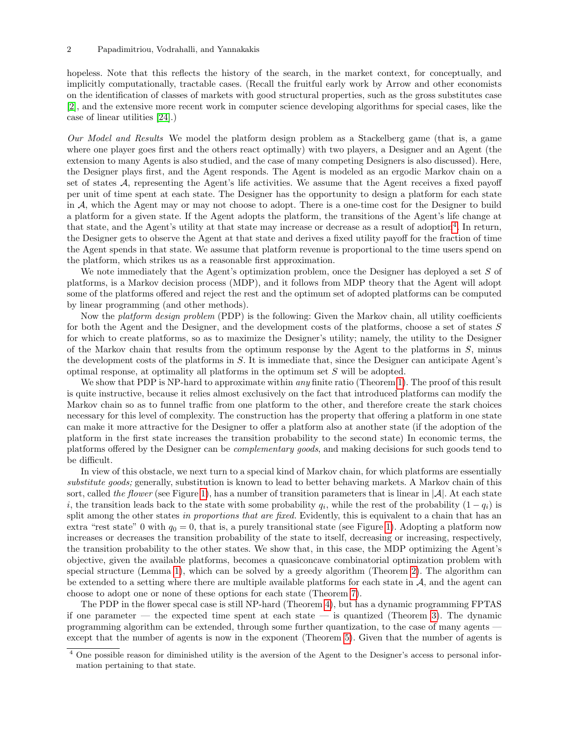hopeless. Note that this reflects the history of the search, in the market context, for conceptually, and implicitly computationally, tractable cases. (Recall the fruitful early work by Arrow and other economists on the identification of classes of markets with good structural properties, such as the gross substitutes case [2], and the extensive more recent work in computer science developing algorithms for special cases, like the case of linear utilities [24].)

*Our Model and Results* We model the platform design problem as a Stackelberg game (that is, a game where one player goes first and the others react optimally) with two players, a Designer and an Agent (the extension to many Agents is also studied, and the case of many competing Designers is also discussed). Here, the Designer plays first, and the Agent responds. The Agent is modeled as an ergodic Markov chain on a set of states $\mathcal{A}$, representing the Agent's life activities. We assume that the Agent receives a fixed payoff per unit of time spent at each state. The Designer has the opportunity to design a platform for each state in $\mathcal{A}$, which the Agent may or may not choose to adopt. There is a one-time cost for the Designer to build a platform for a given state. If the Agent adopts the platform, the transitions of the Agent's life change at that state, and the Agent's utility at that state may increase or decrease as a result of adoption[4]. In return, the Designer gets to observe the Agent at that state and derives a fixed utility payoff for the fraction of time the Agent spends in that state. We assume that platform revenue is proportional to the time users spend on the platform, which strikes us as a reasonable first approximation.

We note immediately that the Agent's optimization problem, once the Designer has deployed a set $S$ of platforms, is a Markov decision process (MDP), and it follows from MDP theory that the Agent will adopt some of the platforms offered and reject the rest and the optimum set of adopted platforms can be computed by linear programming (and other methods).

Now the *platform design problem* (PDP) is the following: Given the Markov chain, all utility coefficients for both the Agent and the Designer, and the development costs of the platforms, choose a set of states $S$ for which to create platforms, so as to maximize the Designer's utility; namely, the utility to the Designer of the Markov chain that results from the optimum response by the Agent to the platforms in $S$, minus the development costs of the platforms in $S$. It is immediate that, since the Designer can anticipate Agent's optimal response, at optimality all platforms in the optimum set $S$ will be adopted.

We show that PDP is NP-hard to approximate within *any* finite ratio (Theorem 1). The proof of this result is quite instructive, because it relies almost exclusively on the fact that introduced platforms can modify the Markov chain so as to funnel traffic from one platform to the other, and therefore create the stark choices necessary for this level of complexity. The construction has the property that offering a platform in one state can make it more attractive for the Designer to offer a platform also at another state (if the adoption of the platform in the first state increases the transition probability to the second state) In economic terms, the platforms offered by the Designer can be *complementary goods*, and making decisions for such goods tend to be difficult.

In view of this obstacle, we next turn to a special kind of Markov chain, for which platforms are essentially *substitute goods;* generally, substitution is known to lead to better behaving markets. A Markov chain of this sort, called *the flower* (see Figure 1), has a number of transition parameters that is linear in $|\mathcal{A}|$. At each state $i$, the transition leads back to the state with some probability $q_i$, while the rest of the probability $(1 - q_i)$ is split among the other states *in proportions that are fixed.* Evidently, this is equivalent to a chain that has an extra "rest state" 0 with $q_0 = 0$, that is, a purely transitional state (see Figure 1). Adopting a platform now increases or decreases the transition probability of the state to itself, decreasing or increasing, respectively, the transition probability to the other states. We show that, in this case, the MDP optimizing the Agent's objective, given the available platforms, becomes a quasiconcave combinatorial optimization problem with special structure (Lemma 1), which can be solved by a greedy algorithm (Theorem 2). The algorithm can be extended to a setting where there are multiple available platforms for each state in $\mathcal{A}$, and the agent can choose to adopt one or none of these options for each state (Theorem 7).

The PDP in the flower specal case is still NP-hard (Theorem 4), but has a dynamic programming FPTAS if one parameter — the expected time spent at each state — is quantized (Theorem 3). The dynamic programming algorithm can be extended, through some further quantization, to the case of many agents — except that the number of agents is now in the exponent (Theorem 5). Given that the number of agents is

[4] One possible reason for diminished utility is the aversion of the Agent to the Designer's access to personal information pertaining to that state.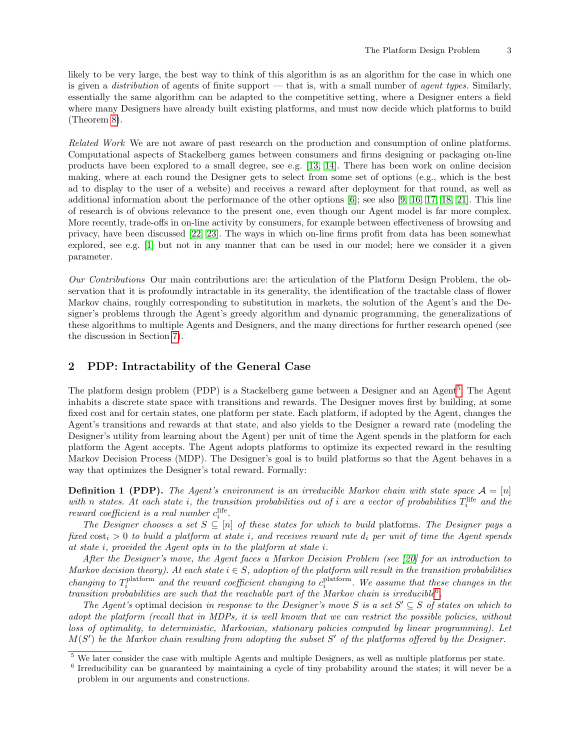likely to be very large, the best way to think of this algorithm is as an algorithm for the case in which one is given a *distribution* of agents of finite support — that is, with a small number of *agent types.* Similarly, essentially the same algorithm can be adapted to the competitive setting, where a Designer enters a field where many Designers have already built existing platforms, and must now decide which platforms to build (Theorem 8).

*Related Work* We are not aware of past research on the production and consumption of online platforms. Computational aspects of Stackelberg games between consumers and firms designing or packaging on-line products have been explored to a small degree, see e.g. [13, 14]. There has been work on online decision making, where at each round the Designer gets to select from some set of options (e.g., which is the best ad to display to the user of a website) and receives a reward after deployment for that round, as well as additional information about the performance of the other options [6]; see also [9, 16, 17, 18, 21]. This line of research is of obvious relevance to the present one, even though our Agent model is far more complex. More recently, trade-offs in on-line activity by consumers, for example between effectiveness of browsing and privacy, have been discussed [22, 23]. The ways in which on-line firms profit from data has been somewhat explored, see e.g. [1] but not in any manner that can be used in our model; here we consider it a given parameter.

*Our Contributions* Our main contributions are: the articulation of the Platform Design Problem, the observation that it is profoundly intractable in its generality, the identification of the tractable class of flower Markov chains, roughly corresponding to substitution in markets, the solution of the Agent's and the Designer's problems through the Agent's greedy algorithm and dynamic programming, the generalizations of these algorithms to multiple Agents and Designers, and the many directions for further research opened (see the discussion in Section 7).

## 2 PDP: Intractability of the General Case

The platform design problem (PDP) is a Stackelberg game between a Designer and an Agent[5]. The Agent inhabits a discrete state space with transitions and rewards. The Designer moves first by building, at some fixed cost and for certain states, one platform per state. Each platform, if adopted by the Agent, changes the Agent's transitions and rewards at that state, and also yields to the Designer a reward rate (modeling the Designer's utility from learning about the Agent) per unit of time the Agent spends in the platform for each platform the Agent accepts. The Agent adopts platforms to optimize its expected reward in the resulting Markov Decision Process (MDP). The Designer's goal is to build platforms so that the Agent behaves in a way that optimizes the Designer's total reward. Formally:

**Definition 1 (PDP).** *The Agent's environment is an irreducible Markov chain with state space $\mathcal{A} = [n]$ with $n$ states. At each state $i$, the transition probabilities out of $i$ are a vector of probabilities $T_i^{\text{life}}$ and the reward coefficient is a real number $c_i^{\text{life}}$.*

*The Designer chooses a set $S \subseteq [n]$ of these states for which to build* platforms. *The Designer pays a fixed $\text{cost}_i > 0$ to build a platform at state $i$, and receives reward rate $d_i$ per unit of time the Agent spends at state $i$, provided the Agent opts in to the platform at state $i$.*

*After the Designer's move, the Agent faces a Markov Decision Problem (see [20] for an introduction to Markov decision theory). At each state $i \in S$, adoption of the platform will result in the transition probabilities changing to $T_i^{\text{platform}}$ and the reward coefficient changing to $c_i^{\text{platform}}$. We assume that these changes in the transition probabilities are such that the reachable part of the Markov chain is irreducible[6].*

*The Agent's* optimal decision *in response to the Designer's move $S$ is a set $S' \subseteq S$ of states on which to adopt the platform (recall that in MDPs, it is well known that we can restrict the possible policies, without loss of optimality, to deterministic, Markovian, stationary policies computed by linear programming). Let $M(S')$ be the Markov chain resulting from adopting the subset $S'$ of the platforms offered by the Designer.*

[5] We later consider the case with multiple Agents and multiple Designers, as well as multiple platforms per state.

[6] Irreducibility can be guaranteed by maintaining a cycle of tiny probability around the states; it will never be a problem in our arguments and constructions.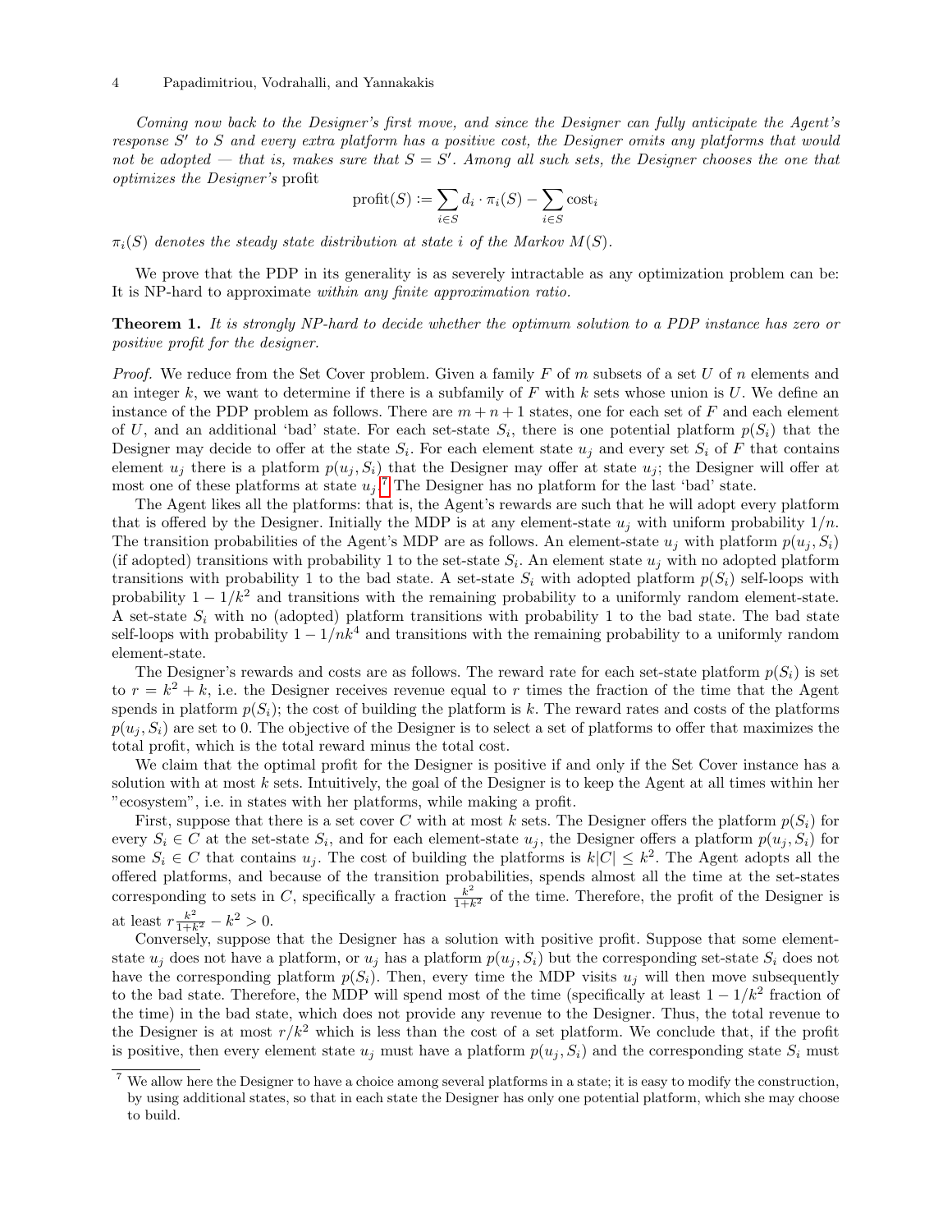*Coming now back to the Designer's first move, and since the Designer can fully anticipate the Agent's response $S'$ to $S$ and every extra platform has a positive cost, the Designer omits any platforms that would not be adopted — that is, makes sure that $S = S'$. Among all such sets, the Designer chooses the one that optimizes the Designer's* profit

$$\text{profit}(S) := \sum_{i \in S} d_i \cdot \pi_i(S) - \sum_{i \in S} \text{cost}_i$$

*$\pi_i(S)$ denotes the steady state distribution at state $i$ of the Markov $M(S)$.*

We prove that the PDP in its generality is as severely intractable as any optimization problem can be: It is NP-hard to approximate *within any finite approximation ratio.*

**Theorem 1.** *It is strongly NP-hard to decide whether the optimum solution to a PDP instance has zero or positive profit for the designer.*

*Proof.* We reduce from the Set Cover problem. Given a family $F$ of $m$ subsets of a set $U$ of $n$ elements and an integer $k$, we want to determine if there is a subfamily of $F$ with $k$ sets whose union is $U$. We define an instance of the PDP problem as follows. There are $m + n + 1$ states, one for each set of $F$ and each element of $U$, and an additional 'bad' state. For each set-state $S_i$, there is one potential platform $p(S_i)$ that the Designer may decide to offer at the state $S_i$. For each element state $u_j$ and every set $S_i$ of $F$ that contains element $u_j$ there is a platform $p(u_j, S_i)$ that the Designer may offer at state $u_j$; the Designer will offer at most one of these platforms at state $u_j$.[7] The Designer has no platform for the last 'bad' state.

The Agent likes all the platforms: that is, the Agent's rewards are such that he will adopt every platform that is offered by the Designer. Initially the MDP is at any element-state $u_j$ with uniform probability $1/n$. The transition probabilities of the Agent's MDP are as follows. An element-state $u_j$ with platform $p(u_j, S_i)$ (if adopted) transitions with probability 1 to the set-state $S_i$. An element state $u_j$ with no adopted platform transitions with probability 1 to the bad state. A set-state $S_i$ with adopted platform $p(S_i)$ self-loops with probability $1 - 1/k^2$ and transitions with the remaining probability to a uniformly random element-state. A set-state $S_i$ with no (adopted) platform transitions with probability 1 to the bad state. The bad state self-loops with probability $1 - 1/nk^4$ and transitions with the remaining probability to a uniformly random element-state.

The Designer's rewards and costs are as follows. The reward rate for each set-state platform $p(S_i)$ is set to $r = k^2 + k$, i.e. the Designer receives revenue equal to $r$ times the fraction of the time that the Agent spends in platform $p(S_i)$; the cost of building the platform is $k$. The reward rates and costs of the platforms $p(u_j, S_i)$ are set to 0. The objective of the Designer is to select a set of platforms to offer that maximizes the total profit, which is the total reward minus the total cost.

We claim that the optimal profit for the Designer is positive if and only if the Set Cover instance has a solution with at most $k$ sets. Intuitively, the goal of the Designer is to keep the Agent at all times within her "ecosystem", i.e. in states with her platforms, while making a profit.

First, suppose that there is a set cover $C$ with at most $k$ sets. The Designer offers the platform $p(S_i)$ for every $S_i \in C$ at the set-state $S_i$, and for each element-state $u_j$, the Designer offers a platform $p(u_j, S_i)$ for some $S_i \in C$ that contains $u_j$. The cost of building the platforms is $k|C| \leq k^2$. The Agent adopts all the offered platforms, and because of the transition probabilities, spends almost all the time at the set-states corresponding to sets in $C$, specifically a fraction $\frac{k^2}{1+k^2}$ of the time. Therefore, the profit of the Designer is at least $r\frac{k^2}{1+k^2} - k^2 > 0$.

Conversely, suppose that the Designer has a solution with positive profit. Suppose that some element-state $u_j$ does not have a platform, or $u_j$ has a platform $p(u_j, S_i)$ but the corresponding set-state $S_i$ does not have the corresponding platform $p(S_i)$. Then, every time the MDP visits $u_j$ will then move subsequently to the bad state. Therefore, the MDP will spend most of the time (specifically at least $1 - 1/k^2$ fraction of the time) in the bad state, which does not provide any revenue to the Designer. Thus, the total revenue to the Designer is at most $r/k^2$ which is less than the cost of a set platform. We conclude that, if the profit is positive, then every element state $u_j$ must have a platform $p(u_j, S_i)$ and the corresponding state $S_i$ must

[7] We allow here the Designer to have a choice among several platforms in a state; it is easy to modify the construction, by using additional states, so that in each state the Designer has only one potential platform, which she may choose to build.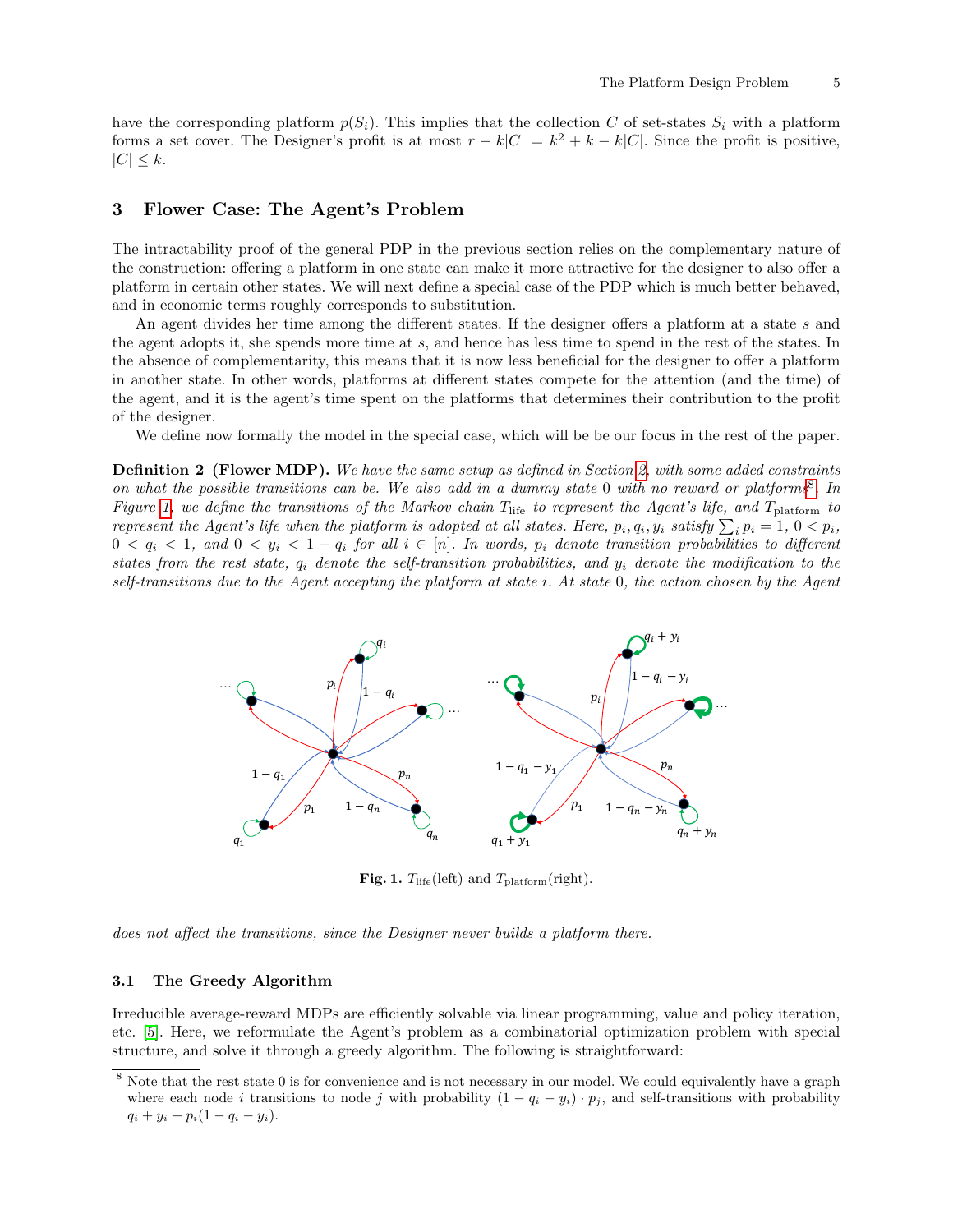have the corresponding platform $p(S_i)$. This implies that the collection $C$ of set-states $S_i$ with a platform forms a set cover. The Designer's profit is at most $r - k|C| = k^2 + k - k|C|$. Since the profit is positive, $|C| \leq k$.

## 3 Flower Case: The Agent's Problem

The intractability proof of the general PDP in the previous section relies on the complementary nature of the construction: offering a platform in one state can make it more attractive for the designer to also offer a platform in certain other states. We will next define a special case of the PDP which is much better behaved, and in economic terms roughly corresponds to substitution.

An agent divides her time among the different states. If the designer offers a platform at a state $s$ and the agent adopts it, she spends more time at $s$, and hence has less time to spend in the rest of the states. In the absence of complementarity, this means that it is now less beneficial for the designer to offer a platform in another state. In other words, platforms at different states compete for the attention (and the time) of the agent, and it is the agent's time spent on the platforms that determines their contribution to the profit of the designer.

We define now formally the model in the special case, which will be be our focus in the rest of the paper.

**Definition 2 (Flower MDP).** *We have the same setup as defined in Section 2, with some added constraints on what the possible transitions can be. We also add in a dummy state 0 with no reward or platforms*[8]*. In Figure 1, we define the transitions of the Markov chain $T_{\text{life}}$ to represent the Agent's life, and $T_{\text{platform}}$ to represent the Agent's life when the platform is adopted at all states. Here, $p_i, q_i, y_i$ satisfy $\sum_i p_i = 1$, $0 < p_i$, $0 < q_i < 1$, and $0 < y_i < 1 - q_i$ for all $i \in [n]$. In words, $p_i$ denote transition probabilities to different states from the rest state, $q_i$ denote the self-transition probabilities, and $y_i$ denote the modification to the self-transitions due to the Agent accepting the platform at state $i$. At state 0, the action chosen by the Agent does not affect the transitions, since the Designer never builds a platform there.*

**Fig. 1.** $T_{\text{life}}$(left) and $T_{\text{platform}}$(right).

### 3.1 The Greedy Algorithm

Irreducible average-reward MDPs are efficiently solvable via linear programming, value and policy iteration, etc. [5]. Here, we reformulate the Agent's problem as a combinatorial optimization problem with special structure, and solve it through a greedy algorithm. The following is straightforward:

[8] Note that the rest state 0 is for convenience and is not necessary in our model. We could equivalently have a graph where each node $i$ transitions to node $j$ with probability $(1 - q_i - y_i) \cdot p_j$, and self-transitions with probability $q_i + y_i + p_i(1 - q_i - y_i)$.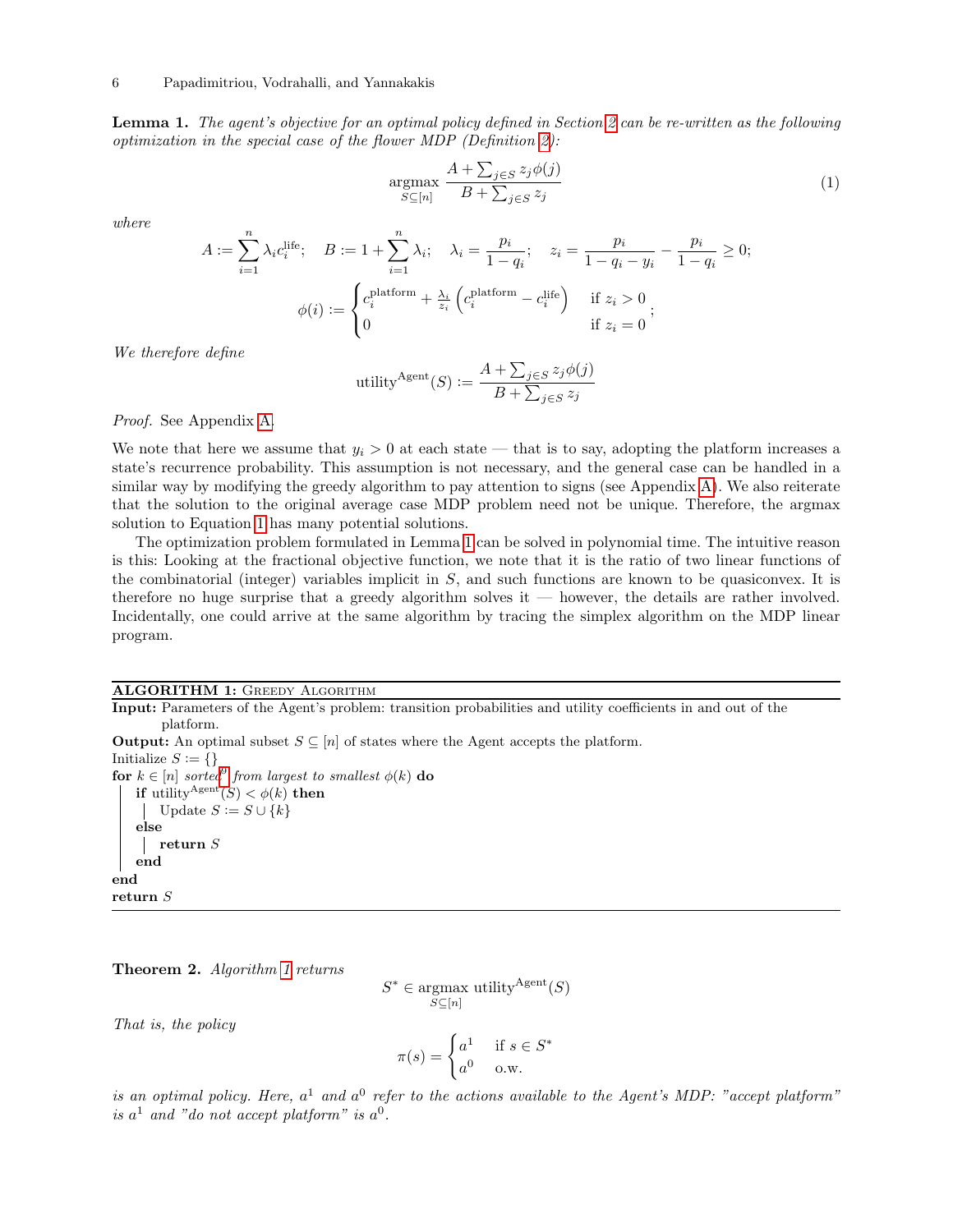**Lemma 1.** *The agent's objective for an optimal policy defined in Section 2 can be re-written as the following optimization in the special case of the flower MDP (Definition 2):*

$$\underset{S \subseteq [n]}{\operatorname{argmax}} \; \frac{A + \sum_{j \in S} z_j \phi(j)}{B + \sum_{j \in S} z_j} \tag{1}$$

*where*

$$A := \sum_{i=1}^{n} \lambda_i c_i^{\text{life}}; \quad B := 1 + \sum_{i=1}^{n} \lambda_i; \quad \lambda_i = \frac{p_i}{1 - q_i}; \quad z_i = \frac{p_i}{1 - q_i - y_i} - \frac{p_i}{1 - q_i} \geq 0;$$

$$\phi(i) := \begin{cases} c_i^{\text{platform}} + \frac{\lambda_i}{z_i}\left(c_i^{\text{platform}} - c_i^{\text{life}}\right) & \text{if } z_i > 0 \\ 0 & \text{if } z_i = 0 \end{cases};$$

*We therefore define*

$$\text{utility}^{\text{Agent}}(S) := \frac{A + \sum_{j \in S} z_j \phi(j)}{B + \sum_{j \in S} z_j}$$

*Proof.* See Appendix A.

We note that here we assume that $y_i > 0$ at each state — that is to say, adopting the platform increases a state's recurrence probability. This assumption is not necessary, and the general case can be handled in a similar way by modifying the greedy algorithm to pay attention to signs (see Appendix A). We also reiterate that the solution to the original average case MDP problem need not be unique. Therefore, the argmax solution to Equation 1 has many potential solutions.

The optimization problem formulated in Lemma 1 can be solved in polynomial time. The intuitive reason is this: Looking at the fractional objective function, we note that it is the ratio of two linear functions of the combinatorial (integer) variables implicit in $S$, and such functions are known to be quasiconvex. It is therefore no huge surprise that a greedy algorithm solves it — however, the details are rather involved. Incidentally, one could arrive at the same algorithm by tracing the simplex algorithm on the MDP linear program.

**ALGORITHM 1:** Greedy Algorithm

**Input:** Parameters of the Agent's problem: transition probabilities and utility coefficients in and out of the platform.
**Output:** An optimal subset $S \subseteq [n]$ of states where the Agent accepts the platform.

```
Initialize S := {}
for k ∈ [n] sorted[9] from largest to smallest φ(k) do
    if utility^Agent(S) < φ(k) then
        Update S := S ∪ {k}
    else
        return S
    end
end
return S
```

**Theorem 2.** *Algorithm 1 returns*

$$S^* \in \underset{S \subseteq [n]}{\operatorname{argmax}} \; \text{utility}^{\text{Agent}}(S)$$

*That is, the policy*

$$\pi(s) = \begin{cases} a^1 & \text{if } s \in S^* \\ a^0 & \text{o.w.} \end{cases}$$

*is an optimal policy. Here, $a^1$ and $a^0$ refer to the actions available to the Agent's MDP: "accept platform" is $a^1$ and "do not accept platform" is $a^0$.*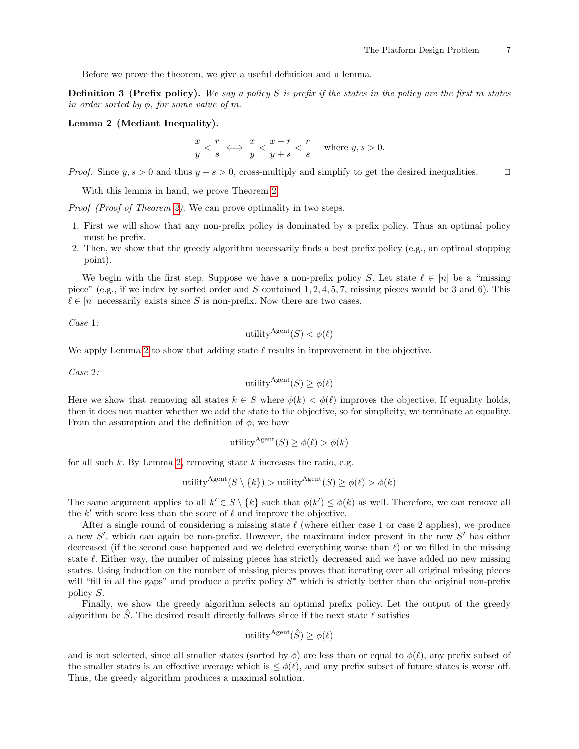Before we prove the theorem, we give a useful definition and a lemma.

**Definition 3 (Prefix policy).** *We say a policy $S$ is prefix if the states in the policy are the first $m$ states in order sorted by $\phi$, for some value of $m$.*

**Lemma 2 (Mediant Inequality).**

$$\frac{x}{y} < \frac{r}{s} \iff \frac{x}{y} < \frac{x+r}{y+s} < \frac{r}{s} \quad \text{where } y, s > 0.$$

*Proof.* Since $y, s > 0$ and thus $y + s > 0$, cross-multiply and simplify to get the desired inequalities. □

With this lemma in hand, we prove Theorem 2.

*Proof (Proof of Theorem 2).* We can prove optimality in two steps.

1. First we will show that any non-prefix policy is dominated by a prefix policy. Thus an optimal policy must be prefix.
2. Then, we show that the greedy algorithm necessarily finds a best prefix policy (e.g., an optimal stopping point).

We begin with the first step. Suppose we have a non-prefix policy $S$. Let state $\ell \in [n]$ be a "missing piece" (e.g., if we index by sorted order and $S$ contained $1, 2, 4, 5, 7$, missing pieces would be 3 and 6). This $\ell \in [n]$ necessarily exists since $S$ is non-prefix. Now there are two cases.

*Case* 1:

$$\text{utility}^{\text{Agent}}(S) < \phi(\ell)$$

We apply Lemma 2 to show that adding state $\ell$ results in improvement in the objective.

*Case* 2:

$$\text{utility}^{\text{Agent}}(S) \geq \phi(\ell)$$

Here we show that removing all states $k \in S$ where $\phi(k) < \phi(\ell)$ improves the objective. If equality holds, then it does not matter whether we add the state to the objective, so for simplicity, we terminate at equality. From the assumption and the definition of $\phi$, we have

$$\text{utility}^{\text{Agent}}(S) \geq \phi(\ell) > \phi(k)$$

for all such $k$. By Lemma 2, removing state $k$ increases the ratio, e.g.

$$\text{utility}^{\text{Agent}}(S \setminus \{k\}) > \text{utility}^{\text{Agent}}(S) \geq \phi(\ell) > \phi(k)$$

The same argument applies to all $k' \in S \setminus \{k\}$ such that $\phi(k') \leq \phi(k)$ as well. Therefore, we can remove all the $k'$ with score less than the score of $\ell$ and improve the objective.

After a single round of considering a missing state $\ell$ (where either case 1 or case 2 applies), we produce a new $S'$, which can again be non-prefix. However, the maximum index present in the new $S'$ has either decreased (if the second case happened and we deleted everything worse than $\ell$) or we filled in the missing state $\ell$. Either way, the number of missing pieces has strictly decreased and we have added no new missing states. Using induction on the number of missing pieces proves that iterating over all original missing pieces will "fill in all the gaps" and produce a prefix policy $S^*$ which is strictly better than the original non-prefix policy $S$.

Finally, we show the greedy algorithm selects an optimal prefix policy. Let the output of the greedy algorithm be $\hat{S}$. The desired result directly follows since if the next state $\ell$ satisfies

$$\text{utility}^{\text{Agent}}(\hat{S}) \geq \phi(\ell)$$

and is not selected, since all smaller states (sorted by $\phi$) are less than or equal to $\phi(\ell)$, any prefix subset of the smaller states is an effective average which is $\leq \phi(\ell)$, and any prefix subset of future states is worse off. Thus, the greedy algorithm produces a maximal solution.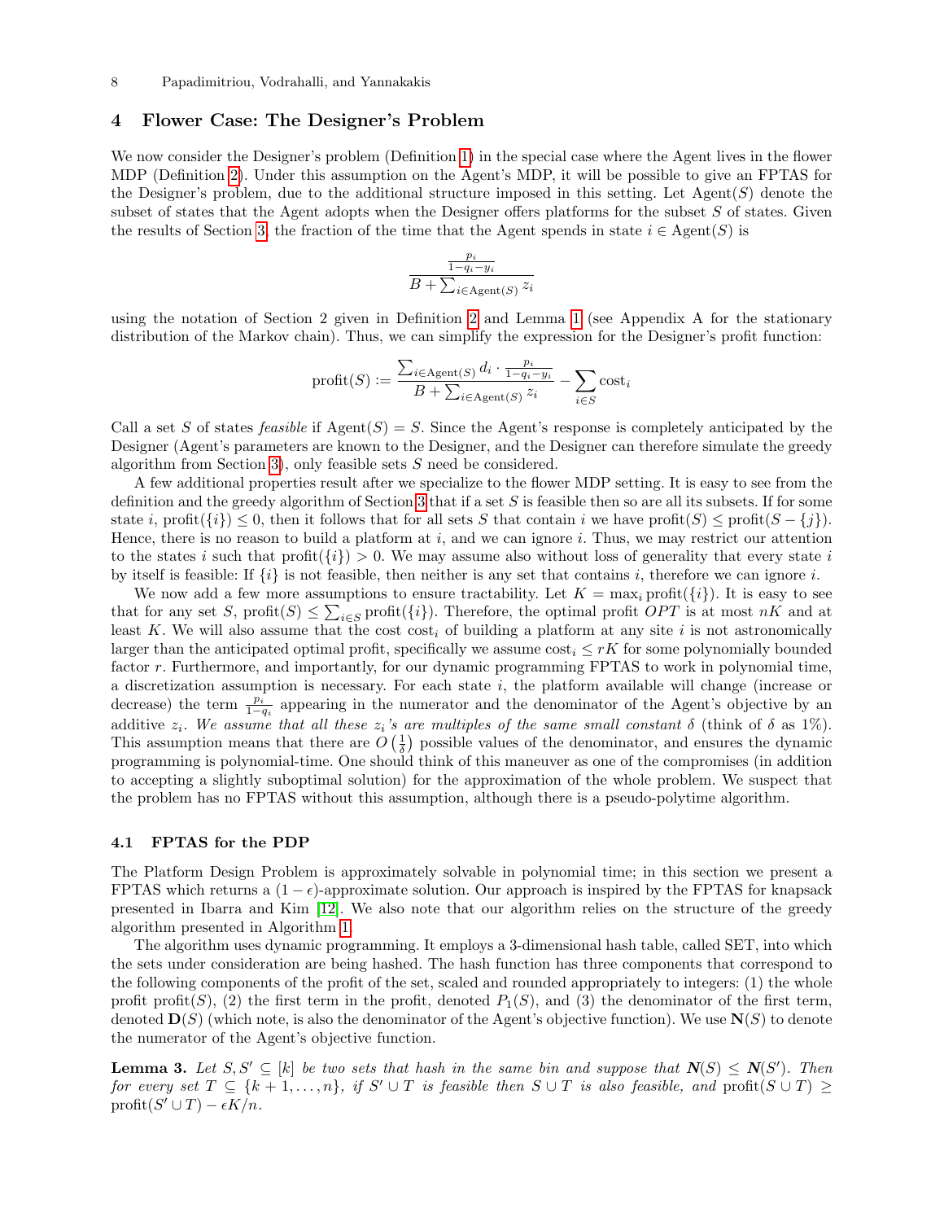## 4 Flower Case: The Designer's Problem

We now consider the Designer's problem (Definition 1) in the special case where the Agent lives in the flower MDP (Definition 2). Under this assumption on the Agent's MDP, it will be possible to give an FPTAS for the Designer's problem, due to the additional structure imposed in this setting. Let Agent($S$) denote the subset of states that the Agent adopts when the Designer offers platforms for the subset $S$ of states. Given the results of Section 3, the fraction of the time that the Agent spends in state $i \in \text{Agent}(S)$ is

$$\frac{\frac{p_i}{1-q_i-y_i}}{B + \sum_{i \in \text{Agent}(S)} z_i}$$

using the notation of Section 2 given in Definition 2 and Lemma 1 (see Appendix A for the stationary distribution of the Markov chain). Thus, we can simplify the expression for the Designer's profit function:

$$\text{profit}(S) := \frac{\sum_{i \in \text{Agent}(S)} d_i \cdot \frac{p_i}{1-q_i-y_i}}{B + \sum_{i \in \text{Agent}(S)} z_i} - \sum_{i \in S} \text{cost}_i$$

Call a set $S$ of states *feasible* if Agent($S$) = $S$. Since the Agent's response is completely anticipated by the Designer (Agent's parameters are known to the Designer, and the Designer can therefore simulate the greedy algorithm from Section 3), only feasible sets $S$ need be considered.

A few additional properties result after we specialize to the flower MDP setting. It is easy to see from the definition and the greedy algorithm of Section 3 that if a set $S$ is feasible then so are all its subsets. If for some state $i$, profit($\{i\}$) $\leq 0$, then it follows that for all sets $S$ that contain $i$ we have profit($S$) $\leq$ profit($S - \{j\}$). Hence, there is no reason to build a platform at $i$, and we can ignore $i$. Thus, we may restrict our attention to the states $i$ such that profit($\{i\}$) $> 0$. We may assume also without loss of generality that every state $i$ by itself is feasible: If $\{i\}$ is not feasible, then neither is any set that contains $i$, therefore we can ignore $i$.

We now add a few more assumptions to ensure tractability. Let $K = \max_i \text{profit}(\{i\})$. It is easy to see that for any set $S$, profit($S$) $\leq \sum_{i \in S} \text{profit}(\{i\})$. Therefore, the optimal profit $OPT$ is at most $nK$ and at least $K$. We will also assume that the cost $\text{cost}_i$ of building a platform at any site $i$ is not astronomically larger than the anticipated optimal profit, specifically we assume $\text{cost}_i \leq rK$ for some polynomially bounded factor $r$. Furthermore, and importantly, for our dynamic programming FPTAS to work in polynomial time, a discretization assumption is necessary. For each state $i$, the platform available will change (increase or decrease) the term $\frac{p_i}{1-q_i}$ appearing in the numerator and the denominator of the Agent's objective by an additive $z_i$. *We assume that all these $z_i$'s are multiples of the same small constant $\delta$* (think of $\delta$ as 1%). This assumption means that there are $O\left(\frac{1}{\delta}\right)$ possible values of the denominator, and ensures the dynamic programming is polynomial-time. One should think of this maneuver as one of the compromises (in addition to accepting a slightly suboptimal solution) for the approximation of the whole problem. We suspect that the problem has no FPTAS without this assumption, although there is a pseudo-polytime algorithm.

### 4.1 FPTAS for the PDP

The Platform Design Problem is approximately solvable in polynomial time; in this section we present a FPTAS which returns a $(1 - \epsilon)$-approximate solution. Our approach is inspired by the FPTAS for knapsack presented in Ibarra and Kim [12]. We also note that our algorithm relies on the structure of the greedy algorithm presented in Algorithm 1.

The algorithm uses dynamic programming. It employs a 3-dimensional hash table, called SET, into which the sets under consideration are being hashed. The hash function has three components that correspond to the following components of the profit of the set, scaled and rounded appropriately to integers: (1) the whole profit profit($S$), (2) the first term in the profit, denoted $P_1(S)$, and (3) the denominator of the first term, denoted $\mathbf{D}(S)$ (which note, is also the denominator of the Agent's objective function). We use $\mathbf{N}(S)$ to denote the numerator of the Agent's objective function.

**Lemma 3.** *Let $S, S' \subseteq [k]$ be two sets that hash in the same bin and suppose that $\boldsymbol{N}(S) \leq \boldsymbol{N}(S')$. Then for every set $T \subseteq \{k+1, \ldots, n\}$, if $S' \cup T$ is feasible then $S \cup T$ is also feasible, and* profit($S \cup T$) $\geq$ profit($S' \cup T$) $- \epsilon K/n$.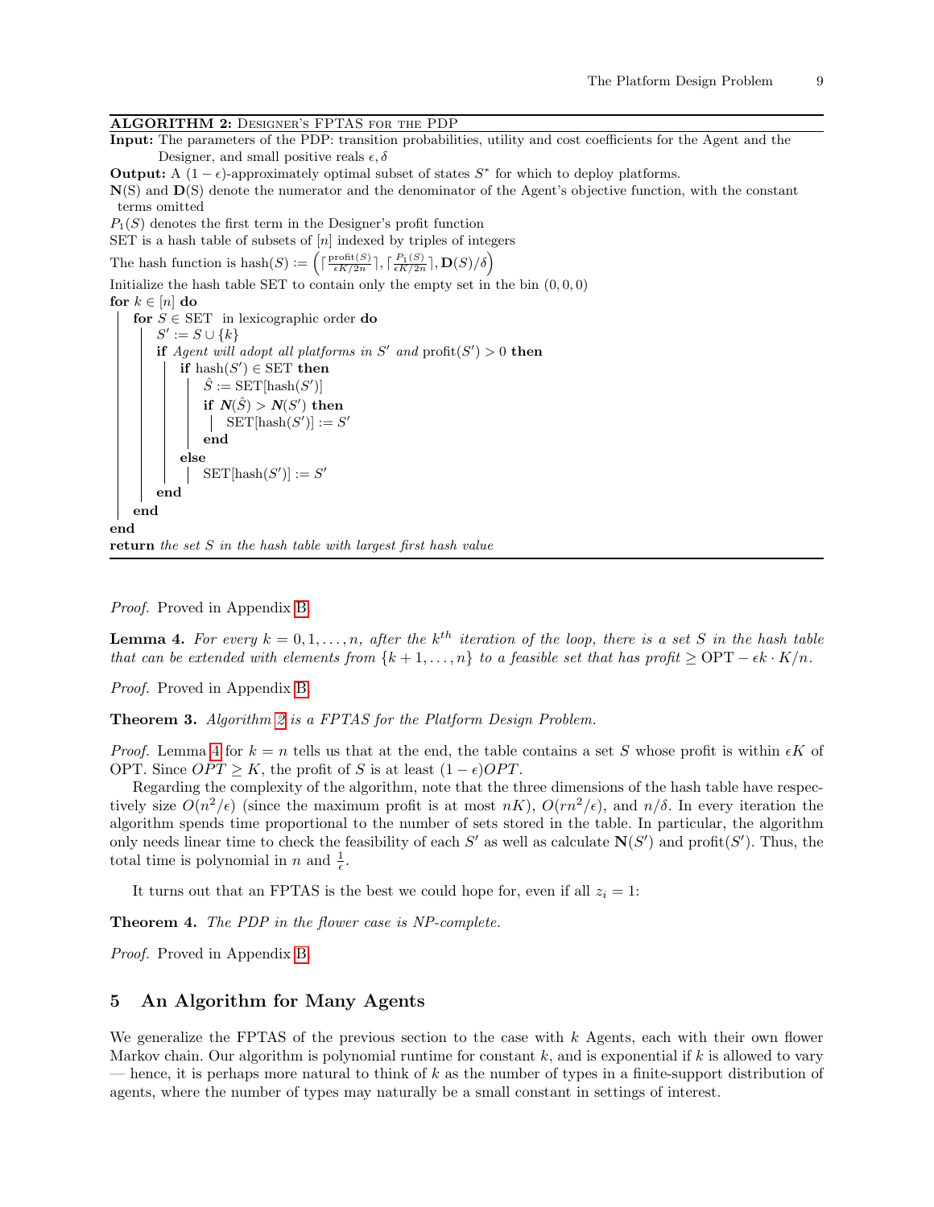**ALGORITHM 2:** DESIGNER'S FPTAS FOR THE PDP

**Input:** The parameters of the PDP: transition probabilities, utility and cost coefficients for the Agent and the Designer, and small positive reals $\epsilon, \delta$

**Output:** A $(1-\epsilon)$-approximately optimal subset of states $S^*$ for which to deploy platforms.

$\mathbf{N}(S)$ and $\mathbf{D}(S)$ denote the numerator and the denominator of the Agent's objective function, with the constant terms omitted

$P_1(S)$ denotes the first term in the Designer's profit function

SET is a hash table of subsets of $[n]$ indexed by triples of integers

The hash function is $\text{hash}(S) := \left(\lceil \frac{\text{profit}(S)}{\epsilon K/2n} \rceil, \lceil \frac{P_1(S)}{\epsilon K/2n} \rceil, \mathbf{D}(S)/\delta\right)$

Initialize the hash table SET to contain only the empty set in the bin $(0,0,0)$

```
for k ∈ [n] do
    for S ∈ SET in lexicographic order do
        S' := S ∪ {k}
        if Agent will adopt all platforms in S' and profit(S') > 0 then
            if hash(S') ∈ SET then
                Ŝ := SET[hash(S')]
                if N(Ŝ) > N(S') then
                    SET[hash(S')] := S'
                end
            else
                SET[hash(S')] := S'
            end
        end
    end
end
return the set S in the hash table with largest first hash value
```

*Proof.* Proved in Appendix B.

**Lemma 4.** *For every $k = 0, 1, \ldots, n$, after the $k^{th}$ iteration of the loop, there is a set $S$ in the hash table that can be extended with elements from $\{k+1, \ldots, n\}$ to a feasible set that has profit $\geq \text{OPT} - \epsilon k \cdot K/n$.*

*Proof.* Proved in Appendix B.

**Theorem 3.** *Algorithm 2 is a FPTAS for the Platform Design Problem.*

*Proof.* Lemma 4 for $k = n$ tells us that at the end, the table contains a set $S$ whose profit is within $\epsilon K$ of OPT. Since $OPT \geq K$, the profit of $S$ is at least $(1-\epsilon)OPT$.

Regarding the complexity of the algorithm, note that the three dimensions of the hash table have respectively size $O(n^2/\epsilon)$ (since the maximum profit is at most $nK$), $O(rn^2/\epsilon)$, and $n/\delta$. In every iteration the algorithm spends time proportional to the number of sets stored in the table. In particular, the algorithm only needs linear time to check the feasibility of each $S'$ as well as calculate $\mathbf{N}(S')$ and $\text{profit}(S')$. Thus, the total time is polynomial in $n$ and $\frac{1}{\epsilon}$.

It turns out that an FPTAS is the best we could hope for, even if all $z_i = 1$:

**Theorem 4.** *The PDP in the flower case is NP-complete.*

*Proof.* Proved in Appendix B.

## 5 An Algorithm for Many Agents

We generalize the FPTAS of the previous section to the case with $k$ Agents, each with their own flower Markov chain. Our algorithm is polynomial runtime for constant $k$, and is exponential if $k$ is allowed to vary — hence, it is perhaps more natural to think of $k$ as the number of types in a finite-support distribution of agents, where the number of types may naturally be a small constant in settings of interest.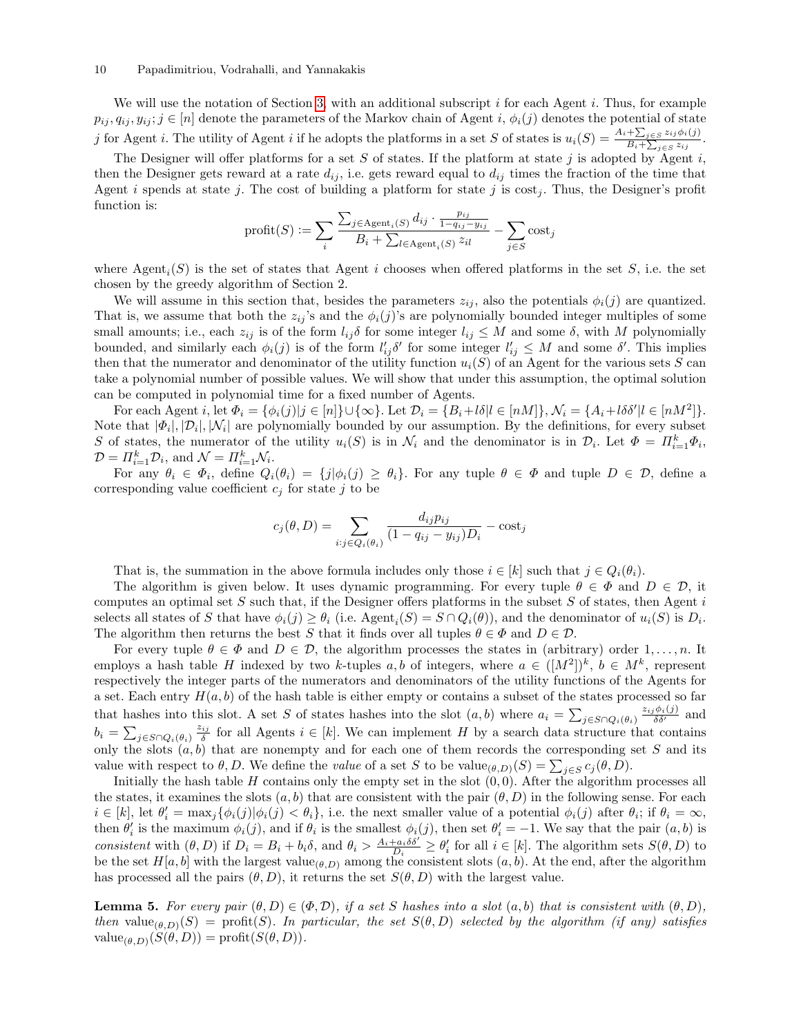We will use the notation of Section 3, with an additional subscript $i$ for each Agent $i$. Thus, for example $p_{ij}, q_{ij}, y_{ij}; j \in [n]$ denote the parameters of the Markov chain of Agent $i$, $\phi_i(j)$ denotes the potential of state $j$ for Agent $i$. The utility of Agent $i$ if he adopts the platforms in a set $S$ of states is $u_i(S) = \frac{A_i + \sum_{j \in S} z_{ij}\phi_i(j)}{B_i + \sum_{j\in S} z_{ij}}$.

The Designer will offer platforms for a set $S$ of states. If the platform at state $j$ is adopted by Agent $i$, then the Designer gets reward at a rate $d_{ij}$, i.e. gets reward equal to $d_{ij}$ times the fraction of the time that Agent $i$ spends at state $j$. The cost of building a platform for state $j$ is $\text{cost}_j$. Thus, the Designer's profit function is:

$$\text{profit}(S) := \sum_i \frac{\sum_{j \in \text{Agent}_i(S)} d_{ij} \cdot \frac{p_{ij}}{1-q_{ij}-y_{ij}}}{B_i + \sum_{l \in \text{Agent}_i(S)} z_{il}} - \sum_{j \in S} \text{cost}_j$$

where $\text{Agent}_i(S)$ is the set of states that Agent $i$ chooses when offered platforms in the set $S$, i.e. the set chosen by the greedy algorithm of Section 2.

We will assume in this section that, besides the parameters $z_{ij}$, also the potentials $\phi_i(j)$ are quantized. That is, we assume that both the $z_{ij}$'s and the $\phi_i(j)$'s are polynomially bounded integer multiples of some small amounts; i.e., each $z_{ij}$ is of the form $l_{ij}\delta$ for some integer $l_{ij} \le M$ and some $\delta$, with $M$ polynomially bounded, and similarly each $\phi_i(j)$ is of the form $l'_{ij}\delta'$ for some integer $l'_{ij} \le M$ and some $\delta'$. This implies then that the numerator and denominator of the utility function $u_i(S)$ of an Agent for the various sets $S$ can take a polynomial number of possible values. We will show that under this assumption, the optimal solution can be computed in polynomial time for a fixed number of Agents.

For each Agent $i$, let $\Phi_i = \{\phi_i(j) | j \in [n]\} \cup \{\infty\}$. Let $\mathcal{D}_i = \{B_i + l\delta | l \in [nM]\}$, $\mathcal{N}_i = \{A_i + l\delta\delta' | l \in [nM^2]\}$. Note that $|\Phi_i|, |\mathcal{D}_i|, |\mathcal{N}_i|$ are polynomially bounded by our assumption. By the definitions, for every subset $S$ of states, the numerator of the utility $u_i(S)$ is in $\mathcal{N}_i$ and the denominator is in $\mathcal{D}_i$. Let $\Phi = \Pi_{i=1}^k \Phi_i$, $\mathcal{D} = \Pi_{i=1}^k \mathcal{D}_i$, and $\mathcal{N} = \Pi_{i=1}^k \mathcal{N}_i$.

For any $\theta_i \in \Phi_i$, define $Q_i(\theta_i) = \{j | \phi_i(j) \ge \theta_i\}$. For any tuple $\theta \in \Phi$ and tuple $D \in \mathcal{D}$, define a corresponding value coefficient $c_j$ for state $j$ to be

$$c_j(\theta, D) = \sum_{i : j \in Q_i(\theta_i)} \frac{d_{ij} p_{ij}}{(1 - q_{ij} - y_{ij}) D_i} - \text{cost}_j$$

That is, the summation in the above formula includes only those $i \in [k]$ such that $j \in Q_i(\theta_i)$.

The algorithm is given below. It uses dynamic programming. For every tuple $\theta \in \Phi$ and $D \in \mathcal{D}$, it computes an optimal set $S$ such that, if the Designer offers platforms in the subset $S$ of states, then Agent $i$ selects all states of $S$ that have $\phi_i(j) \ge \theta_i$ (i.e. $\text{Agent}_i(S) = S \cap Q_i(\theta)$), and the denominator of $u_i(S)$ is $D_i$. The algorithm then returns the best $S$ that it finds over all tuples $\theta \in \Phi$ and $D \in \mathcal{D}$.

For every tuple $\theta \in \Phi$ and $D \in \mathcal{D}$, the algorithm processes the states in (arbitrary) order $1, \ldots, n$. It employs a hash table $H$ indexed by two $k$-tuples $a, b$ of integers, where $a \in ([M^2])^k$, $b \in M^k$, represent respectively the integer parts of the numerators and denominators of the utility functions of the Agents for a set. Each entry $H(a, b)$ of the hash table is either empty or contains a subset of the states processed so far that hashes into this slot. A set $S$ of states hashes into the slot $(a, b)$ where $a_i = \sum_{j \in S \cap Q_i(\theta_i)} \frac{z_{ij}\phi_i(j)}{\delta\delta'}$ and $b_i = \sum_{j \in S \cap Q_i(\theta_i)} \frac{z_{ij}}{\delta}$ for all Agents $i \in [k]$. We can implement $H$ by a search data structure that contains only the slots $(a, b)$ that are nonempty and for each one of them records the corresponding set $S$ and its value with respect to $\theta, D$. We define the *value* of a set $S$ to be $\text{value}_{(\theta,D)}(S) = \sum_{j \in S} c_j(\theta, D)$.

Initially the hash table $H$ contains only the empty set in the slot $(0, 0)$. After the algorithm processes all the states, it examines the slots $(a, b)$ that are consistent with the pair $(\theta, D)$ in the following sense. For each $i \in [k]$, let $\theta'_i = \max_j \{\phi_i(j) | \phi_i(j) < \theta_i\}$, i.e. the next smaller value of a potential $\phi_i(j)$ after $\theta_i$; if $\theta_i = \infty$, then $\theta'_i$ is the maximum $\phi_i(j)$, and if $\theta_i$ is the smallest $\phi_i(j)$, then set $\theta'_i = -1$. We say that the pair $(a, b)$ is *consistent* with $(\theta, D)$ if $D_i = B_i + b_i\delta$, and $\theta_i > \frac{A_i + a_i\delta\delta'}{D_i} \ge \theta'_i$ for all $i \in [k]$. The algorithm sets $S(\theta, D)$ to be the set $H[a, b]$ with the largest $\text{value}_{(\theta,D)}$ among the consistent slots $(a, b)$. At the end, after the algorithm has processed all the pairs $(\theta, D)$, it returns the set $S(\theta, D)$ with the largest value.

**Lemma 5.** *For every pair $(\theta, D) \in (\Phi, \mathcal{D})$, if a set $S$ hashes into a slot $(a, b)$ that is consistent with $(\theta, D)$, then $\text{value}_{(\theta,D)}(S) = \text{profit}(S)$. In particular, the set $S(\theta, D)$ selected by the algorithm (if any) satisfies $\text{value}_{(\theta,D)}(S(\theta, D)) = \text{profit}(S(\theta, D))$.*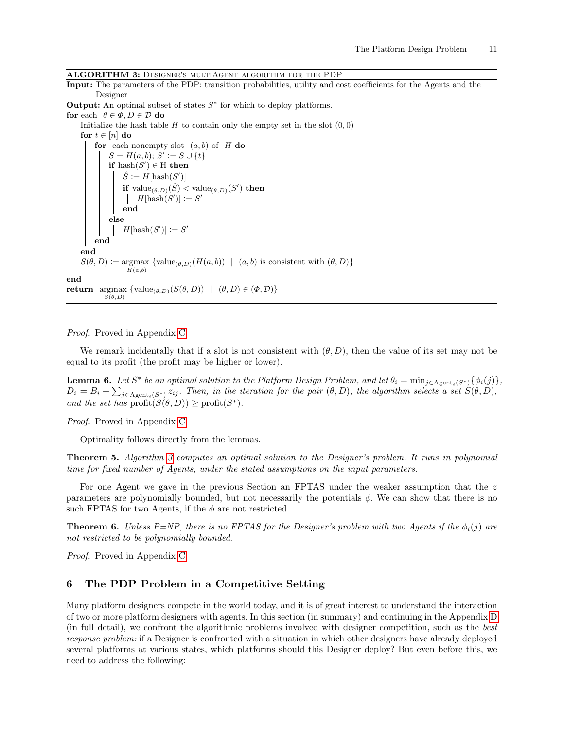**ALGORITHM 3:** Designer's multiAgent algorithm for the PDP

```
Input: The parameters of the PDP: transition probabilities, utility and cost coefficients for the Agents and the
       Designer
Output: An optimal subset of states S* for which to deploy platforms.
for each θ ∈ Φ, D ∈ 𝒟 do
    Initialize the hash table H to contain only the empty set in the slot (0, 0)
    for t ∈ [n] do
        for each nonempty slot (a, b) of H do
            S = H(a, b); S' := S ∪ {t}
            if hash(S') ∈ H then
                Ŝ := H[hash(S')]
                if value_(θ,D)(Ŝ) < value_(θ,D)(S') then
                    H[hash(S')] := S'
                end
            else
                H[hash(S')] := S'
        end
    end
    S(θ, D) := argmax_{H(a,b)} {value_(θ,D)(H(a, b)) | (a, b) is consistent with (θ, D)}
end
return argmax_{S(θ,D)} {value_(θ,D)(S(θ, D)) | (θ, D) ∈ (Φ, 𝒟)}
```

*Proof.* Proved in Appendix C.

We remark incidentally that if a slot is not consistent with $(\theta, D)$, then the value of its set may not be equal to its profit (the profit may be higher or lower).

**Lemma 6.** *Let $S^*$ be an optimal solution to the Platform Design Problem, and let $\theta_i = \min_{j \in \text{Agent}_i(S^*)}\{\phi_i(j)\}$, $D_i = B_i + \sum_{j \in \text{Agent}_i(S^*)} z_{ij}$. Then, in the iteration for the pair $(\theta, D)$, the algorithm selects a set $S(\theta, D)$, and the set has $\text{profit}(S(\theta, D)) \geq \text{profit}(S^*)$.*

*Proof.* Proved in Appendix C.

Optimality follows directly from the lemmas.

**Theorem 5.** *Algorithm 3 computes an optimal solution to the Designer's problem. It runs in polynomial time for fixed number of Agents, under the stated assumptions on the input parameters.*

For one Agent we gave in the previous Section an FPTAS under the weaker assumption that the $z$ parameters are polynomially bounded, but not necessarily the potentials $\phi$. We can show that there is no such FPTAS for two Agents, if the $\phi$ are not restricted.

**Theorem 6.** *Unless P=NP, there is no FPTAS for the Designer's problem with two Agents if the $\phi_i(j)$ are not restricted to be polynomially bounded.*

*Proof.* Proved in Appendix C.

## 6 The PDP Problem in a Competitive Setting

Many platform designers compete in the world today, and it is of great interest to understand the interaction of two or more platform designers with agents. In this section (in summary) and continuing in the Appendix D (in full detail), we confront the algorithmic problems involved with designer competition, such as the *best response problem:* if a Designer is confronted with a situation in which other designers have already deployed several platforms at various states, which platforms should this Designer deploy? But even before this, we need to address the following: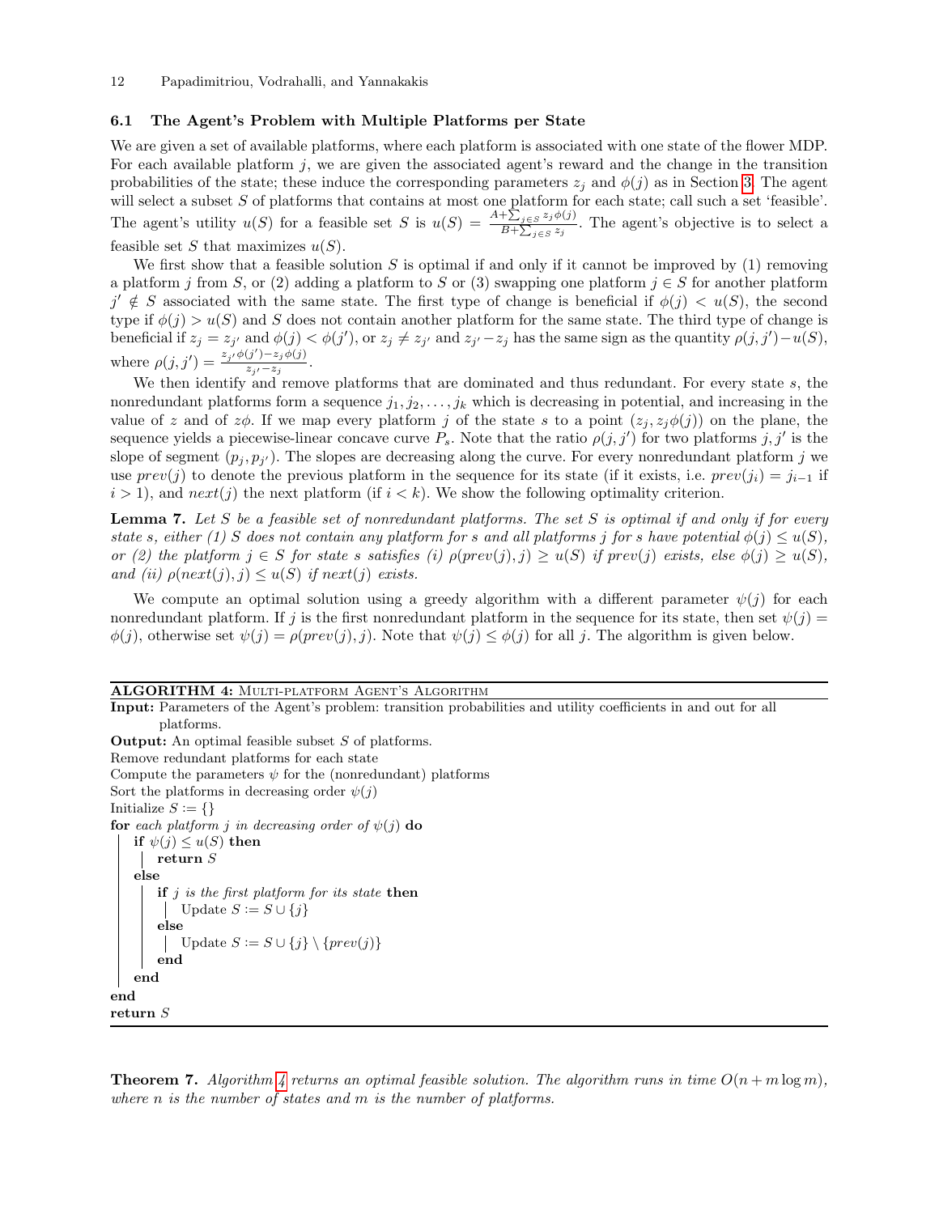### 6.1 The Agent's Problem with Multiple Platforms per State

We are given a set of available platforms, where each platform is associated with one state of the flower MDP. For each available platform $j$, we are given the associated agent's reward and the change in the transition probabilities of the state; these induce the corresponding parameters $z_j$ and $\phi(j)$ as in Section 3. The agent will select a subset $S$ of platforms that contains at most one platform for each state; call such a set 'feasible'. The agent's utility $u(S)$ for a feasible set $S$ is $u(S) = \frac{A+\sum_{j\in S} z_j\phi(j)}{B+\sum_{j\in S} z_j}$. The agent's objective is to select a feasible set $S$ that maximizes $u(S)$.

We first show that a feasible solution $S$ is optimal if and only if it cannot be improved by (1) removing a platform $j$ from $S$, or (2) adding a platform to $S$ or (3) swapping one platform $j \in S$ for another platform $j' \notin S$ associated with the same state. The first type of change is beneficial if $\phi(j) < u(S)$, the second type if $\phi(j) > u(S)$ and $S$ does not contain another platform for the same state. The third type of change is beneficial if $z_j = z_{j'}$ and $\phi(j) < \phi(j')$, or $z_j \neq z_{j'}$ and $z_{j'} - z_j$ has the same sign as the quantity $\rho(j, j') - u(S)$, where $\rho(j, j') = \frac{z_{j'}\phi(j') - z_j\phi(j)}{z_{j'} - z_j}$.

We then identify and remove platforms that are dominated and thus redundant. For every state $s$, the nonredundant platforms form a sequence $j_1, j_2, \ldots, j_k$ which is decreasing in potential, and increasing in the value of $z$ and of $z\phi$. If we map every platform $j$ of the state $s$ to a point $(z_j, z_j\phi(j))$ on the plane, the sequence yields a piecewise-linear concave curve $P_s$. Note that the ratio $\rho(j, j')$ for two platforms $j, j'$ is the slope of segment $(p_j, p_{j'})$. The slopes are decreasing along the curve. For every nonredundant platform $j$ we use $prev(j)$ to denote the previous platform in the sequence for its state (if it exists, i.e. $prev(j_i) = j_{i-1}$ if $i > 1$), and $next(j)$ the next platform (if $i < k$). We show the following optimality criterion.

**Lemma 7.** *Let $S$ be a feasible set of nonredundant platforms. The set $S$ is optimal if and only if for every state $s$, either (1) $S$ does not contain any platform for $s$ and all platforms $j$ for $s$ have potential $\phi(j) \leq u(S)$, or (2) the platform $j \in S$ for state $s$ satisfies (i) $\rho(prev(j), j) \geq u(S)$ if $prev(j)$ exists, else $\phi(j) \geq u(S)$, and (ii) $\rho(next(j), j) \leq u(S)$ if $next(j)$ exists.*

We compute an optimal solution using a greedy algorithm with a different parameter $\psi(j)$ for each nonredundant platform. If $j$ is the first nonredundant platform in the sequence for its state, then set $\psi(j) = \phi(j)$, otherwise set $\psi(j) = \rho(prev(j), j)$. Note that $\psi(j) \leq \phi(j)$ for all $j$. The algorithm is given below.

**ALGORITHM 4:** Multi-platform Agent's Algorithm

```
Input: Parameters of the Agent's problem: transition probabilities and utility coefficients in and out for all
       platforms.
Output: An optimal feasible subset S of platforms.
Remove redundant platforms for each state
Compute the parameters ψ for the (nonredundant) platforms
Sort the platforms in decreasing order ψ(j)
Initialize S := {}
for each platform j in decreasing order of ψ(j) do
    if ψ(j) ≤ u(S) then
        return S
    else
        if j is the first platform for its state then
            Update S := S ∪ {j}
        else
            Update S := S ∪ {j} \ {prev(j)}
        end
    end
end
return S
```

**Theorem 7.** *Algorithm 4 returns an optimal feasible solution. The algorithm runs in time $O(n + m \log m)$, where $n$ is the number of states and $m$ is the number of platforms.*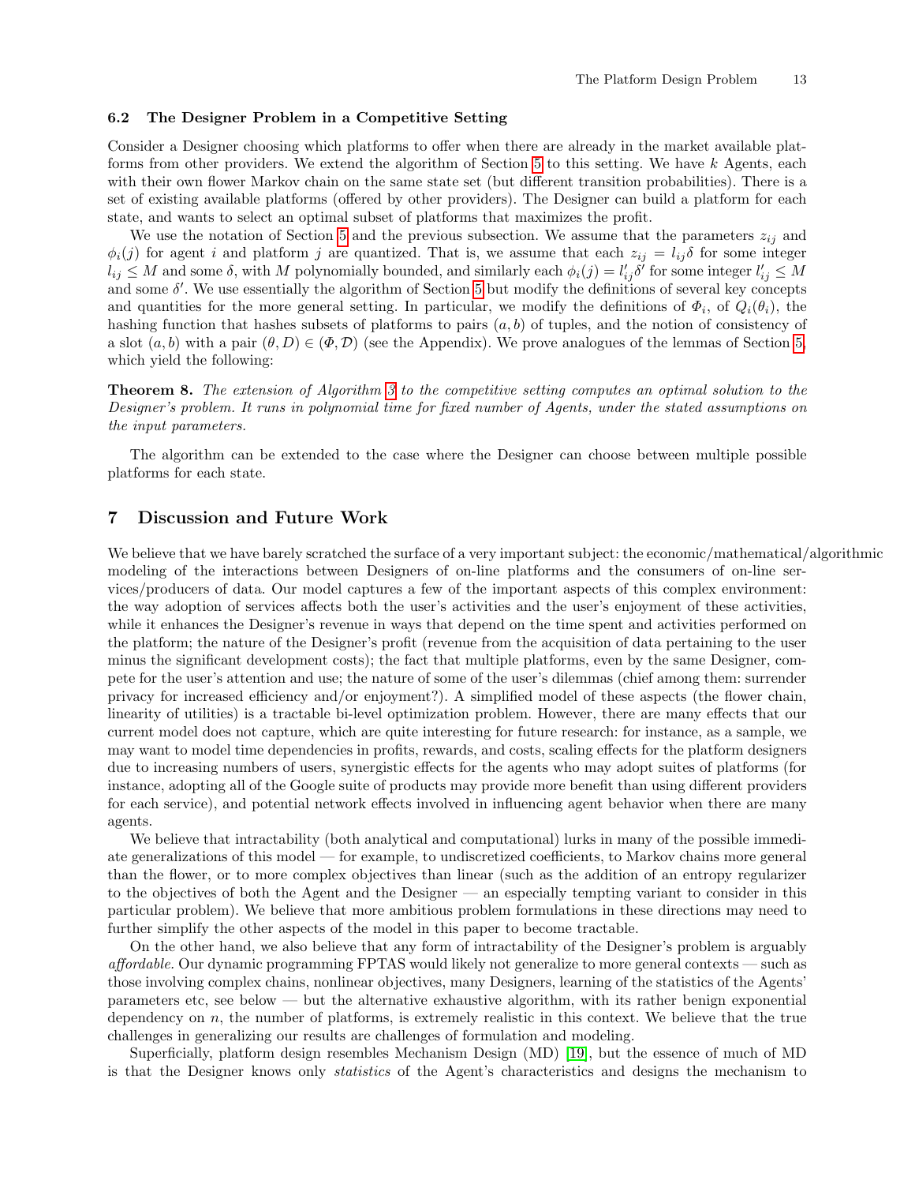### 6.2 The Designer Problem in a Competitive Setting

Consider a Designer choosing which platforms to offer when there are already in the market available platforms from other providers. We extend the algorithm of Section 5 to this setting. We have $k$ Agents, each with their own flower Markov chain on the same state set (but different transition probabilities). There is a set of existing available platforms (offered by other providers). The Designer can build a platform for each state, and wants to select an optimal subset of platforms that maximizes the profit.

We use the notation of Section 5 and the previous subsection. We assume that the parameters $z_{ij}$ and $\phi_i(j)$ for agent $i$ and platform $j$ are quantized. That is, we assume that each $z_{ij} = l_{ij}\delta$ for some integer $l_{ij} \leq M$ and some $\delta$, with $M$ polynomially bounded, and similarly each $\phi_i(j) = l'_{ij}\delta'$ for some integer $l'_{ij} \leq M$ and some $\delta'$. We use essentially the algorithm of Section 5 but modify the definitions of several key concepts and quantities for the more general setting. In particular, we modify the definitions of $\Phi_i$, of $Q_i(\theta_i)$, the hashing function that hashes subsets of platforms to pairs $(a, b)$ of tuples, and the notion of consistency of a slot $(a, b)$ with a pair $(\theta, D) \in (\Phi, \mathcal{D})$ (see the Appendix). We prove analogues of the lemmas of Section 5, which yield the following:

**Theorem 8.** *The extension of Algorithm 3 to the competitive setting computes an optimal solution to the Designer's problem. It runs in polynomial time for fixed number of Agents, under the stated assumptions on the input parameters.*

The algorithm can be extended to the case where the Designer can choose between multiple possible platforms for each state.

## 7 Discussion and Future Work

We believe that we have barely scratched the surface of a very important subject: the economic/mathematical/algorithmic modeling of the interactions between Designers of on-line platforms and the consumers of on-line services/producers of data. Our model captures a few of the important aspects of this complex environment: the way adoption of services affects both the user's activities and the user's enjoyment of these activities, while it enhances the Designer's revenue in ways that depend on the time spent and activities performed on the platform; the nature of the Designer's profit (revenue from the acquisition of data pertaining to the user minus the significant development costs); the fact that multiple platforms, even by the same Designer, compete for the user's attention and use; the nature of some of the user's dilemmas (chief among them: surrender privacy for increased efficiency and/or enjoyment?). A simplified model of these aspects (the flower chain, linearity of utilities) is a tractable bi-level optimization problem. However, there are many effects that our current model does not capture, which are quite interesting for future research: for instance, as a sample, we may want to model time dependencies in profits, rewards, and costs, scaling effects for the platform designers due to increasing numbers of users, synergistic effects for the agents who may adopt suites of platforms (for instance, adopting all of the Google suite of products may provide more benefit than using different providers for each service), and potential network effects involved in influencing agent behavior when there are many agents.

We believe that intractability (both analytical and computational) lurks in many of the possible immediate generalizations of this model — for example, to undiscretized coefficients, to Markov chains more general than the flower, or to more complex objectives than linear (such as the addition of an entropy regularizer to the objectives of both the Agent and the Designer — an especially tempting variant to consider in this particular problem). We believe that more ambitious problem formulations in these directions may need to further simplify the other aspects of the model in this paper to become tractable.

On the other hand, we also believe that any form of intractability of the Designer's problem is arguably *affordable*. Our dynamic programming FPTAS would likely not generalize to more general contexts — such as those involving complex chains, nonlinear objectives, many Designers, learning of the statistics of the Agents' parameters etc, see below — but the alternative exhaustive algorithm, with its rather benign exponential dependency on $n$, the number of platforms, is extremely realistic in this context. We believe that the true challenges in generalizing our results are challenges of formulation and modeling.

Superficially, platform design resembles Mechanism Design (MD) [19], but the essence of much of MD is that the Designer knows only *statistics* of the Agent's characteristics and designs the mechanism to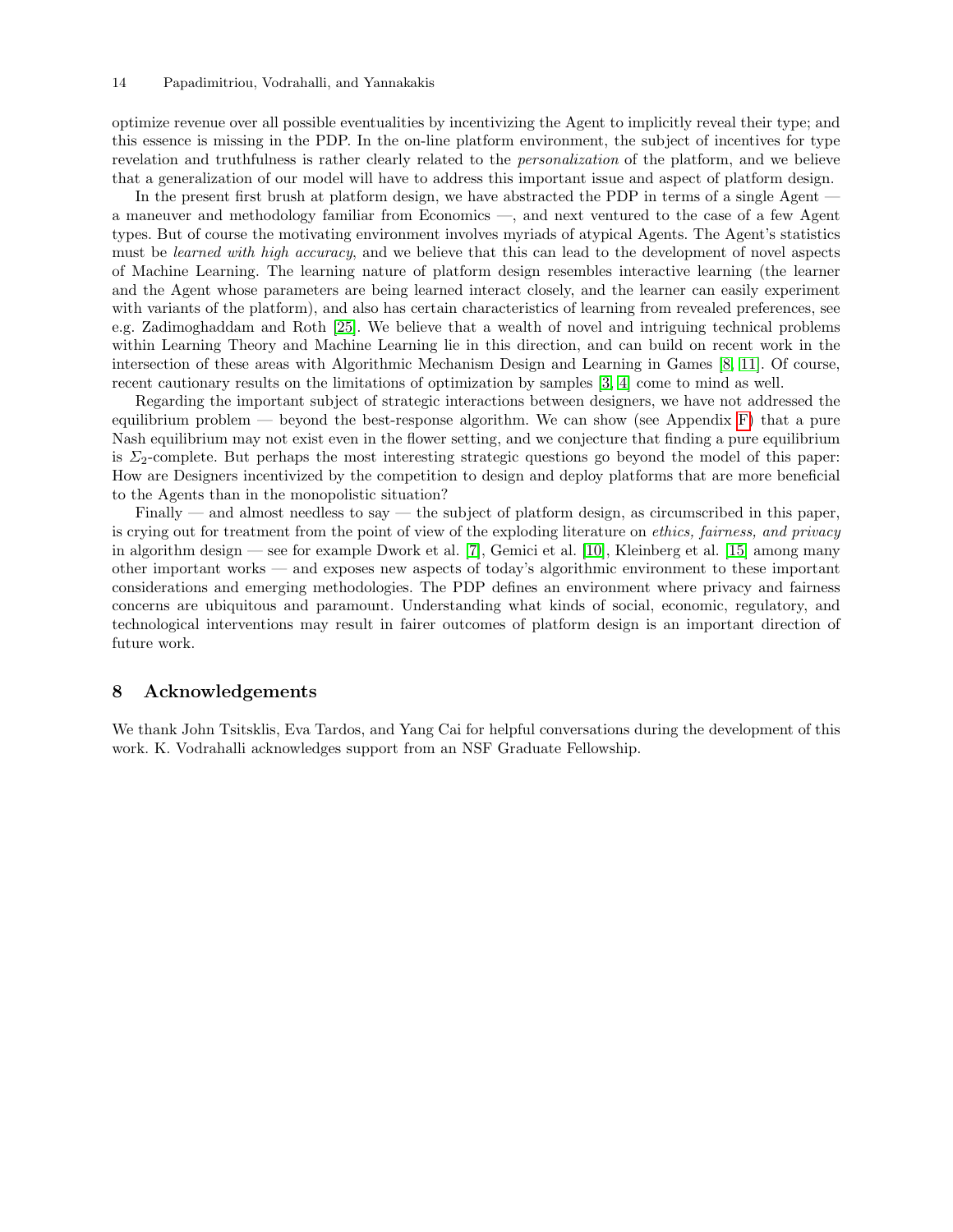optimize revenue over all possible eventualities by incentivizing the Agent to implicitly reveal their type; and this essence is missing in the PDP. In the on-line platform environment, the subject of incentives for type revelation and truthfulness is rather clearly related to the *personalization* of the platform, and we believe that a generalization of our model will have to address this important issue and aspect of platform design.

In the present first brush at platform design, we have abstracted the PDP in terms of a single Agent — a maneuver and methodology familiar from Economics —, and next ventured to the case of a few Agent types. But of course the motivating environment involves myriads of atypical Agents. The Agent's statistics must be *learned with high accuracy*, and we believe that this can lead to the development of novel aspects of Machine Learning. The learning nature of platform design resembles interactive learning (the learner and the Agent whose parameters are being learned interact closely, and the learner can easily experiment with variants of the platform), and also has certain characteristics of learning from revealed preferences, see e.g. Zadimoghaddam and Roth [25]. We believe that a wealth of novel and intriguing technical problems within Learning Theory and Machine Learning lie in this direction, and can build on recent work in the intersection of these areas with Algorithmic Mechanism Design and Learning in Games [8, 11]. Of course, recent cautionary results on the limitations of optimization by samples [3, 4] come to mind as well.

Regarding the important subject of strategic interactions between designers, we have not addressed the equilibrium problem — beyond the best-response algorithm. We can show (see Appendix F) that a pure Nash equilibrium may not exist even in the flower setting, and we conjecture that finding a pure equilibrium is $\Sigma_2$-complete. But perhaps the most interesting strategic questions go beyond the model of this paper: How are Designers incentivized by the competition to design and deploy platforms that are more beneficial to the Agents than in the monopolistic situation?

Finally — and almost needless to say — the subject of platform design, as circumscribed in this paper, is crying out for treatment from the point of view of the exploding literature on *ethics, fairness, and privacy* in algorithm design — see for example Dwork et al. [7], Gemici et al. [10], Kleinberg et al. [15] among many other important works — and exposes new aspects of today's algorithmic environment to these important considerations and emerging methodologies. The PDP defines an environment where privacy and fairness concerns are ubiquitous and paramount. Understanding what kinds of social, economic, regulatory, and technological interventions may result in fairer outcomes of platform design is an important direction of future work.

## 8 Acknowledgements

We thank John Tsitsklis, Eva Tardos, and Yang Cai for helpful conversations during the development of this work. K. Vodrahalli acknowledges support from an NSF Graduate Fellowship.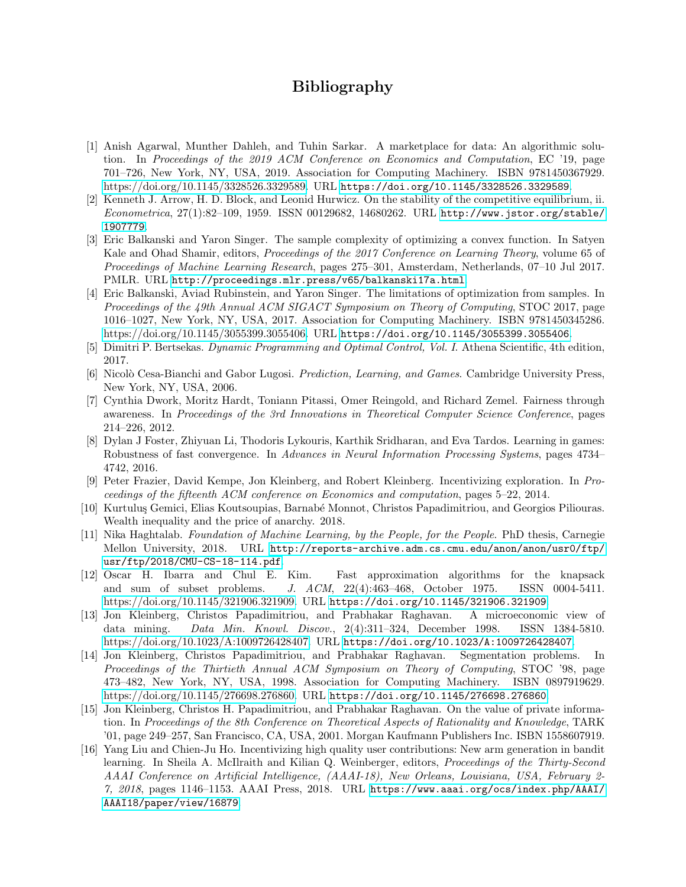# Bibliography

[1] Anish Agarwal, Munther Dahleh, and Tuhin Sarkar. A marketplace for data: An algorithmic solution. In *Proceedings of the 2019 ACM Conference on Economics and Computation*, EC '19, page 701–726, New York, NY, USA, 2019. Association for Computing Machinery. ISBN 9781450367929. https://doi.org/10.1145/3328526.3329589. URL https://doi.org/10.1145/3328526.3329589.

[2] Kenneth J. Arrow, H. D. Block, and Leonid Hurwicz. On the stability of the competitive equilibrium, ii. *Econometrica*, 27(1):82–109, 1959. ISSN 00129682, 14680262. URL http://www.jstor.org/stable/1907779.

[3] Eric Balkanski and Yaron Singer. The sample complexity of optimizing a convex function. In Satyen Kale and Ohad Shamir, editors, *Proceedings of the 2017 Conference on Learning Theory*, volume 65 of *Proceedings of Machine Learning Research*, pages 275–301, Amsterdam, Netherlands, 07–10 Jul 2017. PMLR. URL http://proceedings.mlr.press/v65/balkanski17a.html.

[4] Eric Balkanski, Aviad Rubinstein, and Yaron Singer. The limitations of optimization from samples. In *Proceedings of the 49th Annual ACM SIGACT Symposium on Theory of Computing*, STOC 2017, page 1016–1027, New York, NY, USA, 2017. Association for Computing Machinery. ISBN 9781450345286. https://doi.org/10.1145/3055399.3055406. URL https://doi.org/10.1145/3055399.3055406.

[5] Dimitri P. Bertsekas. *Dynamic Programming and Optimal Control, Vol. I.* Athena Scientific, 4th edition, 2017.

[6] Nicolò Cesa-Bianchi and Gabor Lugosi. *Prediction, Learning, and Games.* Cambridge University Press, New York, NY, USA, 2006.

[7] Cynthia Dwork, Moritz Hardt, Toniann Pitassi, Omer Reingold, and Richard Zemel. Fairness through awareness. In *Proceedings of the 3rd Innovations in Theoretical Computer Science Conference*, pages 214–226, 2012.

[8] Dylan J Foster, Zhiyuan Li, Thodoris Lykouris, Karthik Sridharan, and Eva Tardos. Learning in games: Robustness of fast convergence. In *Advances in Neural Information Processing Systems*, pages 4734–4742, 2016.

[9] Peter Frazier, David Kempe, Jon Kleinberg, and Robert Kleinberg. Incentivizing exploration. In *Proceedings of the fifteenth ACM conference on Economics and computation*, pages 5–22, 2014.

[10] Kurtuluş Gemici, Elias Koutsoupias, Barnabé Monnot, Christos Papadimitriou, and Georgios Piliouras. Wealth inequality and the price of anarchy. 2018.

[11] Nika Haghtalab. *Foundation of Machine Learning, by the People, for the People.* PhD thesis, Carnegie Mellon University, 2018. URL http://reports-archive.adm.cs.cmu.edu/anon/anon/usr0/ftp/usr/ftp/2018/CMU-CS-18-114.pdf.

[12] Oscar H. Ibarra and Chul E. Kim. Fast approximation algorithms for the knapsack and sum of subset problems. *J. ACM*, 22(4):463–468, October 1975. ISSN 0004-5411. https://doi.org/10.1145/321906.321909. URL https://doi.org/10.1145/321906.321909.

[13] Jon Kleinberg, Christos Papadimitriou, and Prabhakar Raghavan. A microeconomic view of data mining. *Data Min. Knowl. Discov.*, 2(4):311–324, December 1998. ISSN 1384-5810. https://doi.org/10.1023/A:1009726428407. URL https://doi.org/10.1023/A:1009726428407.

[14] Jon Kleinberg, Christos Papadimitriou, and Prabhakar Raghavan. Segmentation problems. In *Proceedings of the Thirtieth Annual ACM Symposium on Theory of Computing*, STOC '98, page 473–482, New York, NY, USA, 1998. Association for Computing Machinery. ISBN 0897919629. https://doi.org/10.1145/276698.276860. URL https://doi.org/10.1145/276698.276860.

[15] Jon Kleinberg, Christos H. Papadimitriou, and Prabhakar Raghavan. On the value of private information. In *Proceedings of the 8th Conference on Theoretical Aspects of Rationality and Knowledge*, TARK '01, page 249–257, San Francisco, CA, USA, 2001. Morgan Kaufmann Publishers Inc. ISBN 1558607919.

[16] Yang Liu and Chien-Ju Ho. Incentivizing high quality user contributions: New arm generation in bandit learning. In Sheila A. McIlraith and Kilian Q. Weinberger, editors, *Proceedings of the Thirty-Second AAAI Conference on Artificial Intelligence, (AAAI-18), New Orleans, Louisiana, USA, February 2-7, 2018*, pages 1146–1153. AAAI Press, 2018. URL https://www.aaai.org/ocs/index.php/AAAI/AAAI18/paper/view/16879.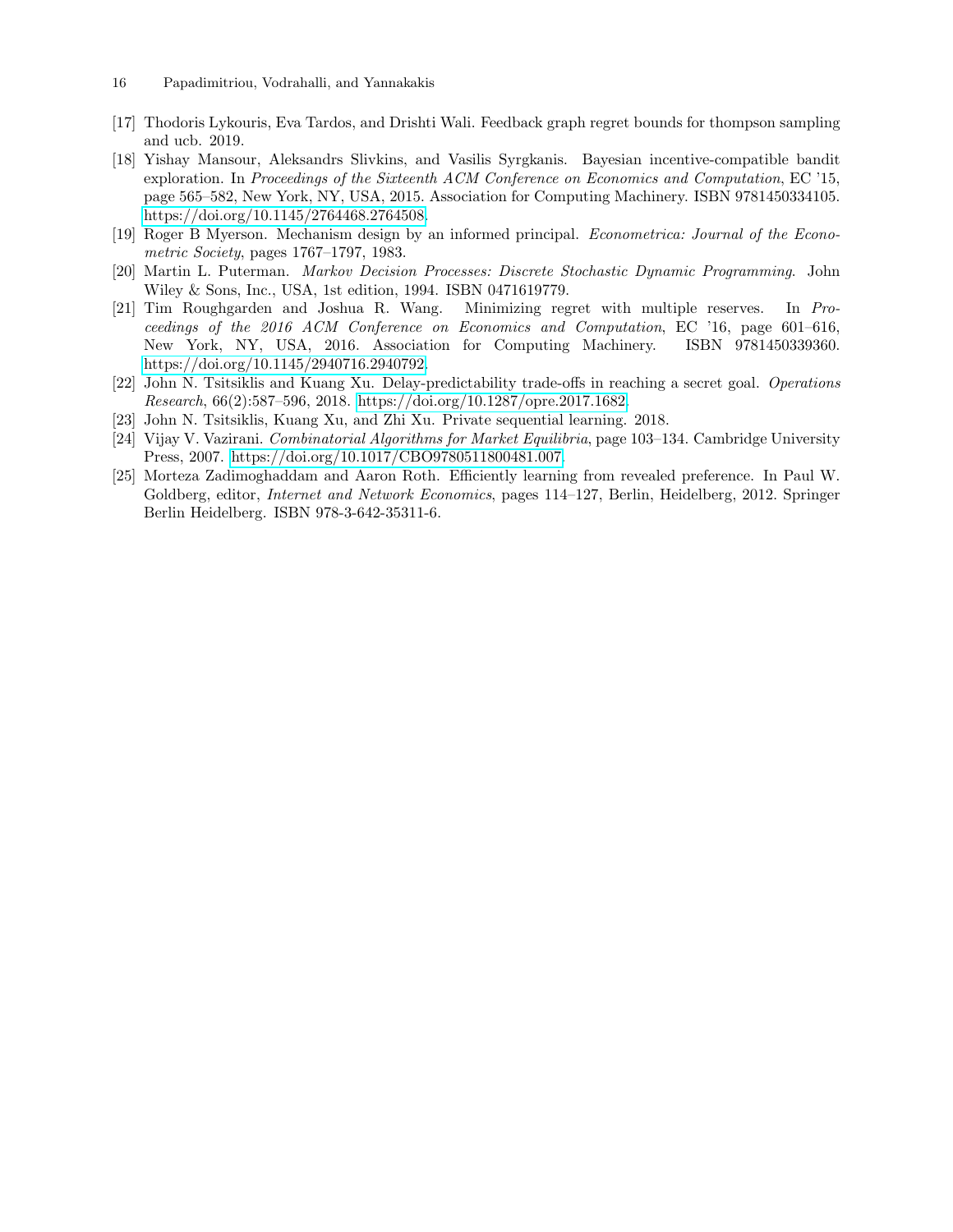[17] Thodoris Lykouris, Eva Tardos, and Drishti Wali. Feedback graph regret bounds for thompson sampling and ucb. 2019.

[18] Yishay Mansour, Aleksandrs Slivkins, and Vasilis Syrgkanis. Bayesian incentive-compatible bandit exploration. In *Proceedings of the Sixteenth ACM Conference on Economics and Computation*, EC '15, page 565–582, New York, NY, USA, 2015. Association for Computing Machinery. ISBN 9781450334105. https://doi.org/10.1145/2764468.2764508.

[19] Roger B Myerson. Mechanism design by an informed principal. *Econometrica: Journal of the Econometric Society*, pages 1767–1797, 1983.

[20] Martin L. Puterman. *Markov Decision Processes: Discrete Stochastic Dynamic Programming*. John Wiley & Sons, Inc., USA, 1st edition, 1994. ISBN 0471619779.

[21] Tim Roughgarden and Joshua R. Wang. Minimizing regret with multiple reserves. In *Proceedings of the 2016 ACM Conference on Economics and Computation*, EC '16, page 601–616, New York, NY, USA, 2016. Association for Computing Machinery. ISBN 9781450339360. https://doi.org/10.1145/2940716.2940792.

[22] John N. Tsitsiklis and Kuang Xu. Delay-predictability trade-offs in reaching a secret goal. *Operations Research*, 66(2):587–596, 2018. https://doi.org/10.1287/opre.2017.1682.

[23] John N. Tsitsiklis, Kuang Xu, and Zhi Xu. Private sequential learning. 2018.

[24] Vijay V. Vazirani. *Combinatorial Algorithms for Market Equilibria*, page 103–134. Cambridge University Press, 2007. https://doi.org/10.1017/CBO9780511800481.007.

[25] Morteza Zadimoghaddam and Aaron Roth. Efficiently learning from revealed preference. In Paul W. Goldberg, editor, *Internet and Network Economics*, pages 114–127, Berlin, Heidelberg, 2012. Springer Berlin Heidelberg. ISBN 978-3-642-35311-6.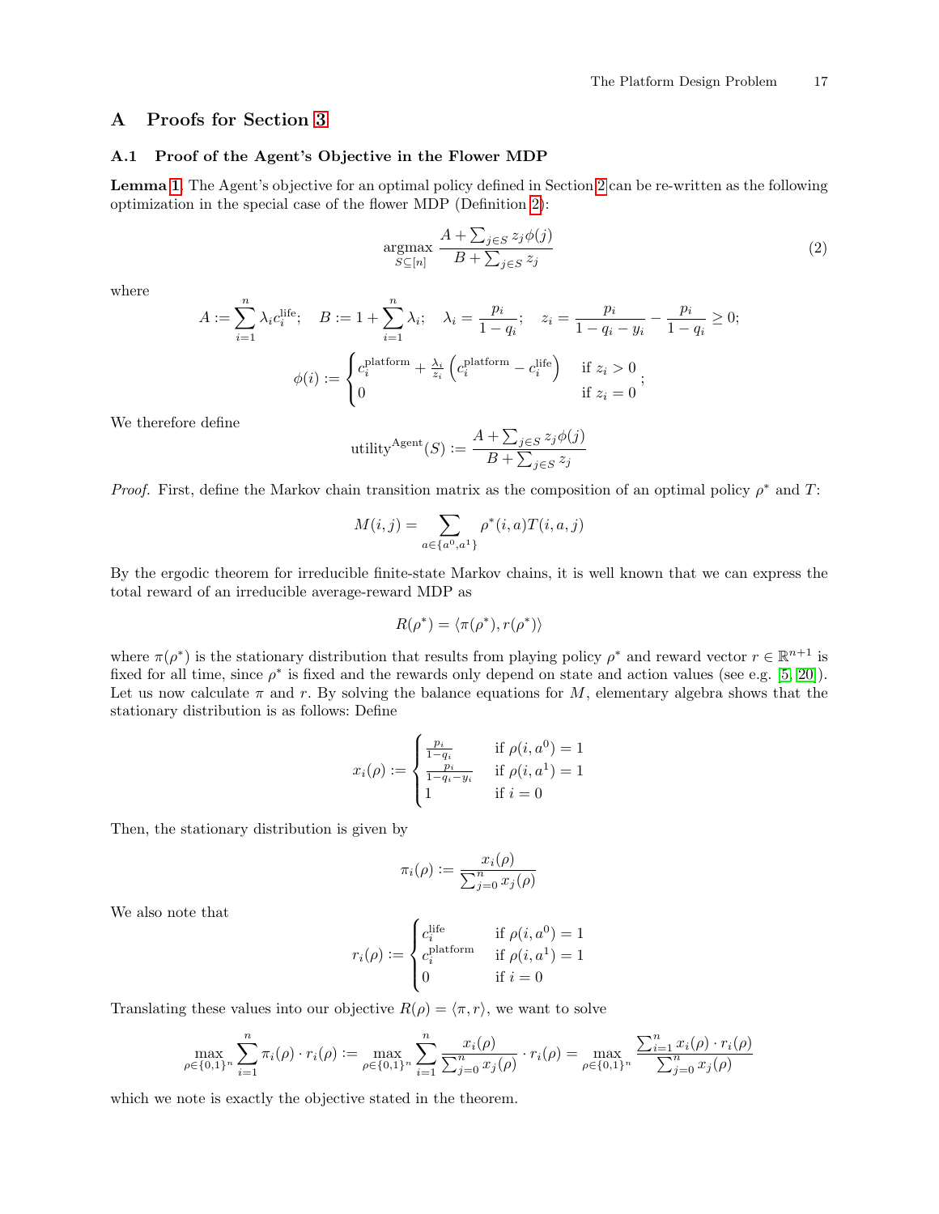## A Proofs for Section 3

### A.1 Proof of the Agent's Objective in the Flower MDP

**Lemma 1.** The Agent's objective for an optimal policy defined in Section 2 can be re-written as the following optimization in the special case of the flower MDP (Definition 2):

$$\underset{S \subseteq [n]}{\operatorname{argmax}} \frac{A + \sum_{j \in S} z_j \phi(j)}{B + \sum_{j \in S} z_j} \tag{2}$$

where

$$A := \sum_{i=1}^{n} \lambda_i c_i^{\text{life}}; \quad B := 1 + \sum_{i=1}^{n} \lambda_i; \quad \lambda_i = \frac{p_i}{1 - q_i}; \quad z_i = \frac{p_i}{1 - q_i - y_i} - \frac{p_i}{1 - q_i} \geq 0;$$

$$\phi(i) := \begin{cases} c_i^{\text{platform}} + \frac{\lambda_i}{z_i} \left( c_i^{\text{platform}} - c_i^{\text{life}} \right) & \text{if } z_i > 0 \\ 0 & \text{if } z_i = 0 \end{cases};$$

We therefore define

$$\text{utility}^{\text{Agent}}(S) := \frac{A + \sum_{j \in S} z_j \phi(j)}{B + \sum_{j \in S} z_j}$$

*Proof.* First, define the Markov chain transition matrix as the composition of an optimal policy $\rho^*$ and $T$:

$$M(i,j) = \sum_{a \in \{a^0, a^1\}} \rho^*(i,a) T(i,a,j)$$

By the ergodic theorem for irreducible finite-state Markov chains, it is well known that we can express the total reward of an irreducible average-reward MDP as

$$R(\rho^*) = \langle \pi(\rho^*), r(\rho^*) \rangle$$

where $\pi(\rho^*)$ is the stationary distribution that results from playing policy $\rho^*$ and reward vector $r \in \mathbb{R}^{n+1}$ is fixed for all time, since $\rho^*$ is fixed and the rewards only depend on state and action values (see e.g. [5, 20]). Let us now calculate $\pi$ and $r$. By solving the balance equations for $M$, elementary algebra shows that the stationary distribution is as follows: Define

$$x_i(\rho) := \begin{cases} \frac{p_i}{1 - q_i} & \text{if } \rho(i, a^0) = 1 \\ \frac{p_i}{1 - q_i - y_i} & \text{if } \rho(i, a^1) = 1 \\ 1 & \text{if } i = 0 \end{cases}$$

Then, the stationary distribution is given by

$$\pi_i(\rho) := \frac{x_i(\rho)}{\sum_{j=0}^{n} x_j(\rho)}$$

We also note that

$$r_i(\rho) := \begin{cases} c_i^{\text{life}} & \text{if } \rho(i, a^0) = 1 \\ c_i^{\text{platform}} & \text{if } \rho(i, a^1) = 1 \\ 0 & \text{if } i = 0 \end{cases}$$

Translating these values into our objective $R(\rho) = \langle \pi, r \rangle$, we want to solve

$$\max_{\rho \in \{0,1\}^n} \sum_{i=1}^{n} \pi_i(\rho) \cdot r_i(\rho) := \max_{\rho \in \{0,1\}^n} \sum_{i=1}^{n} \frac{x_i(\rho)}{\sum_{j=0}^{n} x_j(\rho)} \cdot r_i(\rho) = \max_{\rho \in \{0,1\}^n} \frac{\sum_{i=1}^{n} x_i(\rho) \cdot r_i(\rho)}{\sum_{j=0}^{n} x_j(\rho)}$$

which we note is exactly the objective stated in the theorem.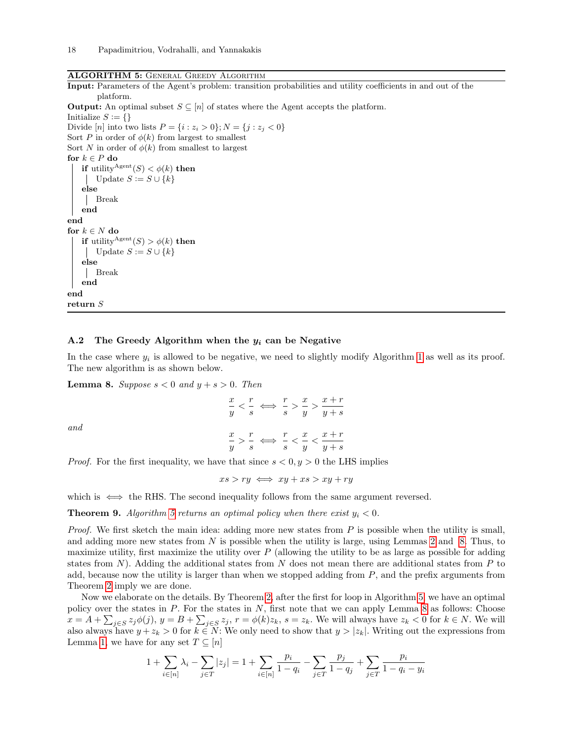**ALGORITHM 5:** General Greedy Algorithm

**Input:** Parameters of the Agent's problem: transition probabilities and utility coefficients in and out of the platform.
**Output:** An optimal subset $S \subseteq [n]$ of states where the Agent accepts the platform.

```
Initialize S := {}
Divide [n] into two lists P = {i : z_i > 0}; N = {j : z_j < 0}
Sort P in order of φ(k) from largest to smallest
Sort N in order of φ(k) from smallest to largest
for k ∈ P do
    if utility^Agent(S) < φ(k) then
        Update S := S ∪ {k}
    else
        Break
    end
end
for k ∈ N do
    if utility^Agent(S) > φ(k) then
        Update S := S ∪ {k}
    else
        Break
    end
end
return S
```

### A.2 The Greedy Algorithm when the $y_i$ can be Negative

In the case where $y_i$ is allowed to be negative, we need to slightly modify Algorithm 1 as well as its proof. The new algorithm is as shown below.

**Lemma 8.** *Suppose $s < 0$ and $y + s > 0$. Then*

$$\frac{x}{y} < \frac{r}{s} \iff \frac{r}{s} > \frac{x}{y} > \frac{x+r}{y+s}$$

*and*

$$\frac{x}{y} > \frac{r}{s} \iff \frac{r}{s} < \frac{x}{y} < \frac{x+r}{y+s}$$

*Proof.* For the first inequality, we have that since $s < 0, y > 0$ the LHS implies

$$xs > ry \iff xy + xs > xy + ry$$

which is $\iff$ the RHS. The second inequality follows from the same argument reversed.

**Theorem 9.** *Algorithm 5 returns an optimal policy when there exist $y_i < 0$.*

*Proof.* We first sketch the main idea: adding more new states from $P$ is possible when the utility is small, and adding more new states from $N$ is possible when the utility is large, using Lemmas 2 and 8. Thus, to maximize utility, first maximize the utility over $P$ (allowing the utility to be as large as possible for adding states from $N$). Adding the additional states from $N$ does not mean there are additional states from $P$ to add, because now the utility is larger than when we stopped adding from $P$, and the prefix arguments from Theorem 2 imply we are done.

Now we elaborate on the details. By Theorem 2, after the first for loop in Algorithm 5, we have an optimal policy over the states in $P$. For the states in $N$, first note that we can apply Lemma 8 as follows: Choose $x = A + \sum_{j \in S} z_j \phi(j)$, $y = B + \sum_{j \in S} z_j$, $r = \phi(k) z_k$, $s = z_k$. We will always have $z_k < 0$ for $k \in N$. We will also always have $y + z_k > 0$ for $k \in N$: We only need to show that $y > |z_k|$. Writing out the expressions from Lemma 1, we have for any set $T \subseteq [n]$

$$1 + \sum_{i \in [n]} \lambda_i - \sum_{j \in T} |z_j| = 1 + \sum_{i \in [n]} \frac{p_i}{1 - q_i} - \sum_{j \in T} \frac{p_j}{1 - q_j} + \sum_{j \in T} \frac{p_i}{1 - q_i - y_i}$$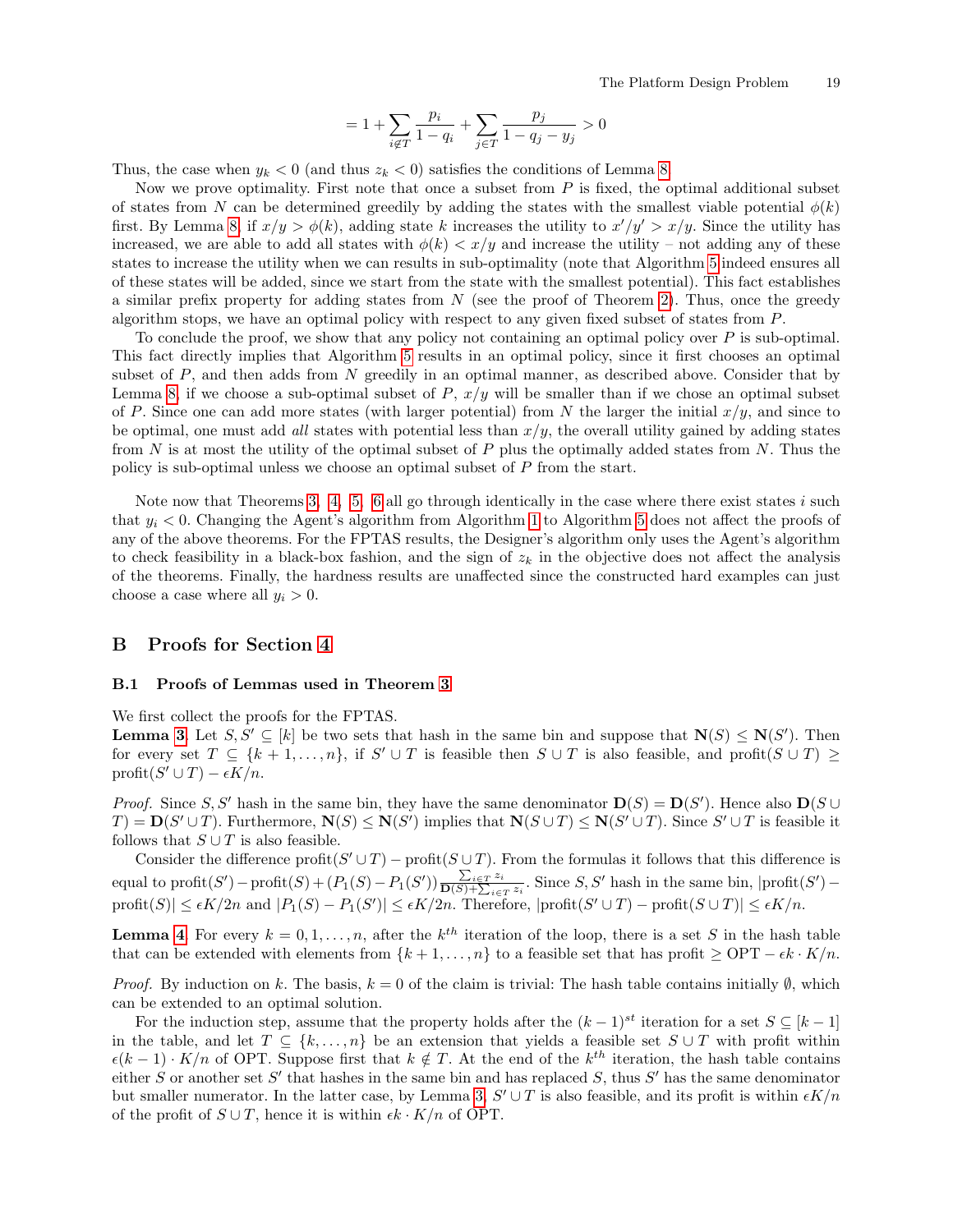$$= 1 + \sum_{i \notin T} \frac{p_i}{1 - q_i} + \sum_{j \in T} \frac{p_j}{1 - q_j - y_j} > 0$$

Thus, the case when $y_k < 0$ (and thus $z_k < 0$) satisfies the conditions of Lemma 8.

Now we prove optimality. First note that once a subset from $P$ is fixed, the optimal additional subset of states from $N$ can be determined greedily by adding the states with the smallest viable potential $\phi(k)$ first. By Lemma 8, if $x/y > \phi(k)$, adding state $k$ increases the utility to $x'/y' > x/y$. Since the utility has increased, we are able to add all states with $\phi(k) < x/y$ and increase the utility – not adding any of these states to increase the utility when we can results in sub-optimality (note that Algorithm 5 indeed ensures all of these states will be added, since we start from the state with the smallest potential). This fact establishes a similar prefix property for adding states from $N$ (see the proof of Theorem 2). Thus, once the greedy algorithm stops, we have an optimal policy with respect to any given fixed subset of states from $P$.

To conclude the proof, we show that any policy not containing an optimal policy over $P$ is sub-optimal. This fact directly implies that Algorithm 5 results in an optimal policy, since it first chooses an optimal subset of $P$, and then adds from $N$ greedily in an optimal manner, as described above. Consider that by Lemma 8, if we choose a sub-optimal subset of $P$, $x/y$ will be smaller than if we chose an optimal subset of $P$. Since one can add more states (with larger potential) from $N$ the larger the initial $x/y$, and since to be optimal, one must add *all* states with potential less than $x/y$, the overall utility gained by adding states from $N$ is at most the utility of the optimal subset of $P$ plus the optimally added states from $N$. Thus the policy is sub-optimal unless we choose an optimal subset of $P$ from the start.

Note now that Theorems 3, 4, 5, 6 all go through identically in the case where there exist states $i$ such that $y_i < 0$. Changing the Agent's algorithm from Algorithm 1 to Algorithm 5 does not affect the proofs of any of the above theorems. For the FPTAS results, the Designer's algorithm only uses the Agent's algorithm to check feasibility in a black-box fashion, and the sign of $z_k$ in the objective does not affect the analysis of the theorems. Finally, the hardness results are unaffected since the constructed hard examples can just choose a case where all $y_i > 0$.

## B Proofs for Section 4

### B.1 Proofs of Lemmas used in Theorem 3

We first collect the proofs for the FPTAS.

**Lemma 3.** Let $S, S' \subseteq [k]$ be two sets that hash in the same bin and suppose that $\mathbf{N}(S) \leq \mathbf{N}(S')$. Then for every set $T \subseteq \{k+1, \ldots, n\}$, if $S' \cup T$ is feasible then $S \cup T$ is also feasible, and $\text{profit}(S \cup T) \geq \text{profit}(S' \cup T) - \epsilon K/n$.

*Proof.* Since $S, S'$ hash in the same bin, they have the same denominator $\mathbf{D}(S) = \mathbf{D}(S')$. Hence also $\mathbf{D}(S \cup T) = \mathbf{D}(S' \cup T)$. Furthermore, $\mathbf{N}(S) \leq \mathbf{N}(S')$ implies that $\mathbf{N}(S \cup T) \leq \mathbf{N}(S' \cup T)$. Since $S' \cup T$ is feasible it follows that $S \cup T$ is also feasible.

Consider the difference $\text{profit}(S' \cup T) - \text{profit}(S \cup T)$. From the formulas it follows that this difference is equal to $\text{profit}(S') - \text{profit}(S) + (P_1(S) - P_1(S')) \frac{\sum_{i \in T} z_i}{\mathbf{D}(S) + \sum_{i \in T} z_i}$. Since $S, S'$ hash in the same bin, $|\text{profit}(S') - \text{profit}(S)| \leq \epsilon K/2n$ and $|P_1(S) - P_1(S')| \leq \epsilon K/2n$. Therefore, $|\text{profit}(S' \cup T) - \text{profit}(S \cup T)| \leq \epsilon K/n$.

**Lemma 4.** For every $k = 0, 1, \ldots, n$, after the $k^{th}$ iteration of the loop, there is a set $S$ in the hash table that can be extended with elements from $\{k+1, \ldots, n\}$ to a feasible set that has profit $\geq \text{OPT} - \epsilon k \cdot K/n$.

*Proof.* By induction on $k$. The basis, $k = 0$ of the claim is trivial: The hash table contains initially $\emptyset$, which can be extended to an optimal solution.

For the induction step, assume that the property holds after the $(k-1)^{st}$ iteration for a set $S \subseteq [k-1]$ in the table, and let $T \subseteq \{k, \ldots, n\}$ be an extension that yields a feasible set $S \cup T$ with profit within $\epsilon(k-1) \cdot K/n$ of OPT. Suppose first that $k \notin T$. At the end of the $k^{th}$ iteration, the hash table contains either $S$ or another set $S'$ that hashes in the same bin and has replaced $S$, thus $S'$ has the same denominator but smaller numerator. In the latter case, by Lemma 3, $S' \cup T$ is also feasible, and its profit is within $\epsilon K/n$ of the profit of $S \cup T$, hence it is within $\epsilon k \cdot K/n$ of OPT.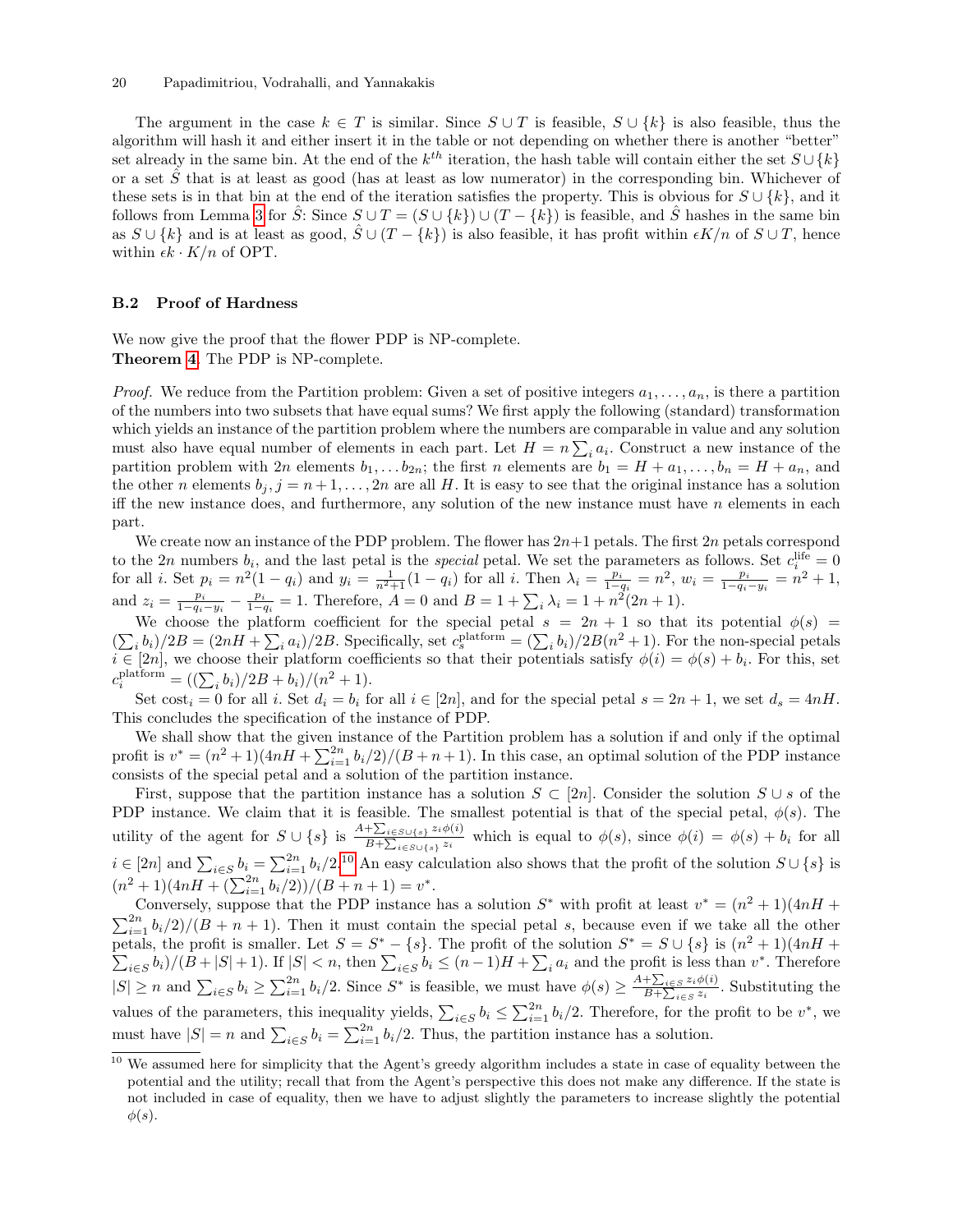The argument in the case $k \in T$ is similar. Since $S \cup T$ is feasible, $S \cup \{k\}$ is also feasible, thus the algorithm will hash it and either insert it in the table or not depending on whether there is another "better" set already in the same bin. At the end of the $k^{th}$ iteration, the hash table will contain either the set $S \cup \{k\}$ or a set $\hat{S}$ that is at least as good (has at least as low numerator) in the corresponding bin. Whichever of these sets is in that bin at the end of the iteration satisfies the property. This is obvious for $S \cup \{k\}$, and it follows from Lemma 3 for $\hat{S}$: Since $S \cup T = (S \cup \{k\}) \cup (T - \{k\})$ is feasible, and $\hat{S}$ hashes in the same bin as $S \cup \{k\}$ and is at least as good, $\hat{S} \cup (T - \{k\})$ is also feasible, it has profit within $\epsilon K/n$ of $S \cup T$, hence within $\epsilon k \cdot K/n$ of OPT.

### B.2 Proof of Hardness

We now give the proof that the flower PDP is NP-complete.
**Theorem 4.** The PDP is NP-complete.

*Proof.* We reduce from the Partition problem: Given a set of positive integers $a_1, \ldots, a_n$, is there a partition of the numbers into two subsets that have equal sums? We first apply the following (standard) transformation which yields an instance of the partition problem where the numbers are comparable in value and any solution must also have equal number of elements in each part. Let $H = n \sum_i a_i$. Construct a new instance of the partition problem with $2n$ elements $b_1, \ldots b_{2n}$; the first $n$ elements are $b_1 = H + a_1, \ldots, b_n = H + a_n$, and the other $n$ elements $b_j, j = n+1, \ldots, 2n$ are all $H$. It is easy to see that the original instance has a solution iff the new instance does, and furthermore, any solution of the new instance must have $n$ elements in each part.

We create now an instance of the PDP problem. The flower has $2n+1$ petals. The first $2n$ petals correspond to the $2n$ numbers $b_i$, and the last petal is the *special* petal. We set the parameters as follows. Set $c_i^{\text{life}} = 0$ for all $i$. Set $p_i = n^2(1 - q_i)$ and $y_i = \frac{1}{n^2+1}(1 - q_i)$ for all $i$. Then $\lambda_i = \frac{p_i}{1-q_i} = n^2$, $w_i = \frac{p_i}{1-q_i-y_i} = n^2 + 1$, and $z_i = \frac{p_i}{1-q_i-y_i} - \frac{p_i}{1-q_i} = 1$. Therefore, $A = 0$ and $B = 1 + \sum_i \lambda_i = 1 + n^2(2n + 1)$.

We choose the platform coefficient for the special petal $s = 2n + 1$ so that its potential $\phi(s) = (\sum_i b_i)/2B = (2nH + \sum_i a_i)/2B$. Specifically, set $c_s^{\text{platform}} = (\sum_i b_i)/2B(n^2 + 1)$. For the non-special petals $i \in [2n]$, we choose their platform coefficients so that their potentials satisfy $\phi(i) = \phi(s) + b_i$. For this, set $c_i^{\text{platform}} = ((\sum_i b_i)/2B + b_i)/(n^2 + 1)$.

Set $\text{cost}_i = 0$ for all $i$. Set $d_i = b_i$ for all $i \in [2n]$, and for the special petal $s = 2n + 1$, we set $d_s = 4nH$. This concludes the specification of the instance of PDP.

We shall show that the given instance of the Partition problem has a solution if and only if the optimal profit is $v^* = (n^2 + 1)(4nH + \sum_{i=1}^{2n} b_i/2)/(B + n + 1)$. In this case, an optimal solution of the PDP instance consists of the special petal and a solution of the partition instance.

First, suppose that the partition instance has a solution $S \subset [2n]$. Consider the solution $S \cup s$ of the PDP instance. We claim that it is feasible. The smallest potential is that of the special petal, $\phi(s)$. The utility of the agent for $S \cup \{s\}$ is $\frac{A + \sum_{i \in S \cup \{s\}} z_i \phi(i)}{B + \sum_{i \in S \cup \{s\}} z_i}$ which is equal to $\phi(s)$, since $\phi(i) = \phi(s) + b_i$ for all $i \in [2n]$ and $\sum_{i \in S} b_i = \sum_{i=1}^{2n} b_i/2$.[10] An easy calculation also shows that the profit of the solution $S \cup \{s\}$ is $(n^2 + 1)(4nH + (\sum_{i=1}^{2n} b_i/2))/(B + n + 1) = v^*$.

Conversely, suppose that the PDP instance has a solution $S^*$ with profit at least $v^* = (n^2 + 1)(4nH + \sum_{i=1}^{2n} b_i/2)/(B + n + 1)$. Then it must contain the special petal $s$, because even if we take all the other petals, the profit is smaller. Let $S = S^* - \{s\}$. The profit of the solution $S^* = S \cup \{s\}$ is $(n^2 + 1)(4nH + \sum_{i \in S} b_i)/(B + |S| + 1)$. If $|S| < n$, then $\sum_{i \in S} b_i \leq (n-1)H + \sum_i a_i$ and the profit is less than $v^*$. Therefore $|S| \geq n$ and $\sum_{i \in S} b_i \geq \sum_{i=1}^{2n} b_i/2$. Since $S^*$ is feasible, we must have $\phi(s) \geq \frac{A + \sum_{i \in S} z_i \phi(i)}{B + \sum_{i \in S} z_i}$. Substituting the values of the parameters, this inequality yields, $\sum_{i \in S} b_i \leq \sum_{i=1}^{2n} b_i/2$. Therefore, for the profit to be $v^*$, we must have $|S| = n$ and $\sum_{i \in S} b_i = \sum_{i=1}^{2n} b_i/2$. Thus, the partition instance has a solution.

---

[10] We assumed here for simplicity that the Agent's greedy algorithm includes a state in case of equality between the potential and the utility; recall that from the Agent's perspective this does not make any difference. If the state is not included in case of equality, then we have to adjust slightly the parameters to increase slightly the potential $\phi(s)$.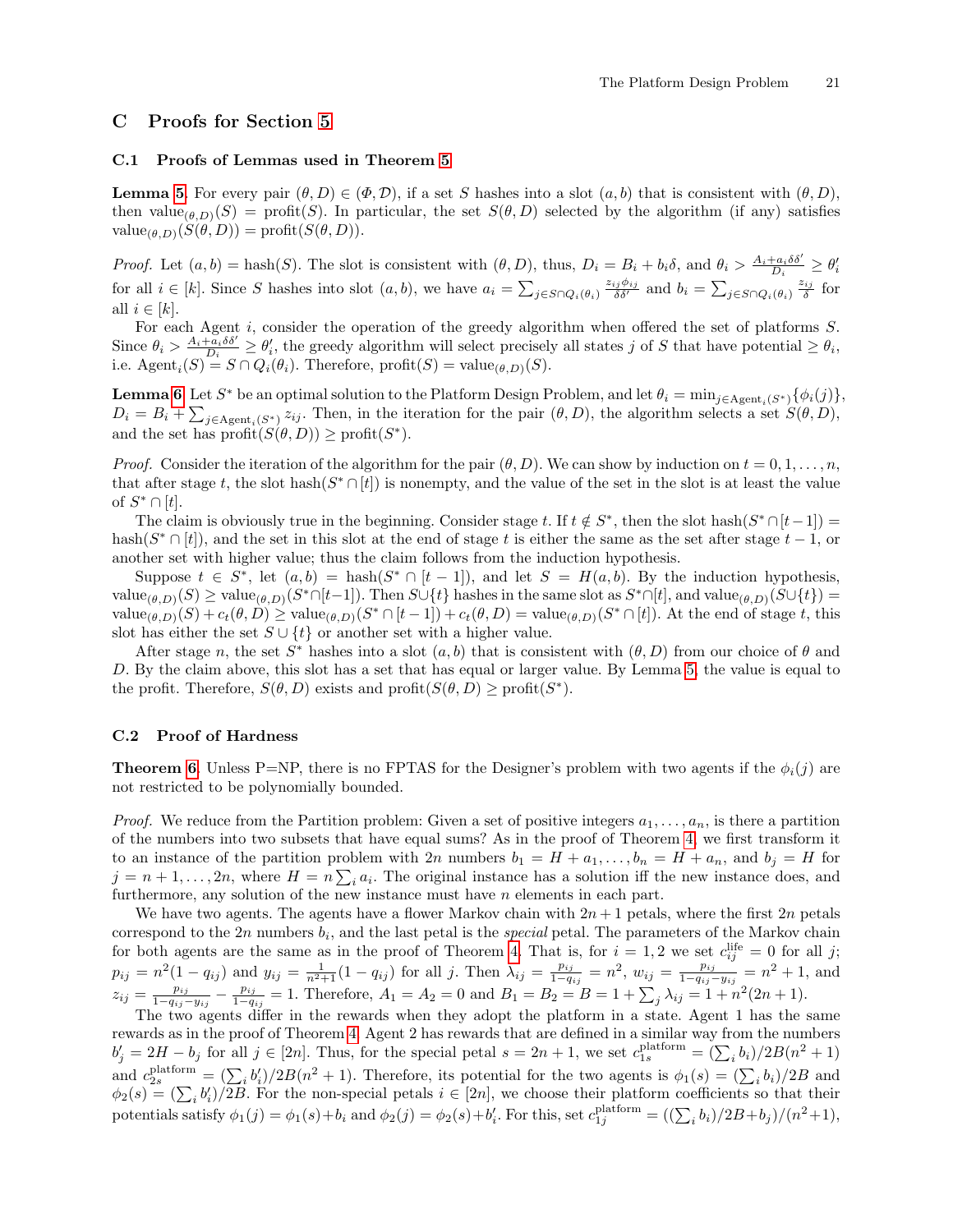## C Proofs for Section 5

### C.1 Proofs of Lemmas used in Theorem 5

**Lemma 5.** For every pair $(\theta, D) \in (\Phi, \mathcal{D})$, if a set $S$ hashes into a slot $(a, b)$ that is consistent with $(\theta, D)$, then $\text{value}_{(\theta,D)}(S) = \text{profit}(S)$. In particular, the set $S(\theta, D)$ selected by the algorithm (if any) satisfies $\text{value}_{(\theta,D)}(S(\theta, D)) = \text{profit}(S(\theta, D))$.

*Proof.* Let $(a, b) = \text{hash}(S)$. The slot is consistent with $(\theta, D)$, thus, $D_i = B_i + b_i\delta$, and $\theta_i > \frac{A_i + a_i\delta\delta'}{D_i} \geq \theta_i'$ for all $i \in [k]$. Since $S$ hashes into slot $(a, b)$, we have $a_i = \sum_{j \in S \cap Q_i(\theta_i)} \frac{z_{ij}\phi_{ij}}{\delta\delta'}$ and $b_i = \sum_{j \in S \cap Q_i(\theta_i)} \frac{z_{ij}}{\delta}$ for all $i \in [k]$.

For each Agent $i$, consider the operation of the greedy algorithm when offered the set of platforms $S$. Since $\theta_i > \frac{A_i + a_i\delta\delta'}{D_i} \geq \theta_i'$, the greedy algorithm will select precisely all states $j$ of $S$ that have potential $\geq \theta_i$, i.e. $\text{Agent}_i(S) = S \cap Q_i(\theta_i)$. Therefore, $\text{profit}(S) = \text{value}_{(\theta,D)}(S)$.

**Lemma 6.** Let $S^*$ be an optimal solution to the Platform Design Problem, and let $\theta_i = \min_{j \in \text{Agent}_i(S^*)}\{\phi_i(j)\}$, $D_i = B_i + \sum_{j \in \text{Agent}_i(S^*)} z_{ij}$. Then, in the iteration for the pair $(\theta, D)$, the algorithm selects a set $S(\theta, D)$, and the set has $\text{profit}(S(\theta, D)) \geq \text{profit}(S^*)$.

*Proof.* Consider the iteration of the algorithm for the pair $(\theta, D)$. We can show by induction on $t = 0, 1, \ldots, n$, that after stage $t$, the slot $\text{hash}(S^* \cap [t])$ is nonempty, and the value of the set in the slot is at least the value of $S^* \cap [t]$.

The claim is obviously true in the beginning. Consider stage $t$. If $t \notin S^*$, then the slot $\text{hash}(S^* \cap [t-1]) = \text{hash}(S^* \cap [t])$, and the set in this slot at the end of stage $t$ is either the same as the set after stage $t-1$, or another set with higher value; thus the claim follows from the induction hypothesis.

Suppose $t \in S^*$, let $(a, b) = \text{hash}(S^* \cap [t-1])$, and let $S = H(a, b)$. By the induction hypothesis, $\text{value}_{(\theta,D)}(S) \geq \text{value}_{(\theta,D)}(S^* \cap [t-1])$. Then $S \cup \{t\}$ hashes in the same slot as $S^* \cap [t]$, and $\text{value}_{(\theta,D)}(S \cup \{t\}) = \text{value}_{(\theta,D)}(S) + c_t(\theta, D) \geq \text{value}_{(\theta,D)}(S^* \cap [t-1]) + c_t(\theta, D) = \text{value}_{(\theta,D)}(S^* \cap [t])$. At the end of stage $t$, this slot has either the set $S \cup \{t\}$ or another set with a higher value.

After stage $n$, the set $S^*$ hashes into a slot $(a, b)$ that is consistent with $(\theta, D)$ from our choice of $\theta$ and $D$. By the claim above, this slot has a set that has equal or larger value. By Lemma 5, the value is equal to the profit. Therefore, $S(\theta, D)$ exists and $\text{profit}(S(\theta, D)) \geq \text{profit}(S^*)$.

### C.2 Proof of Hardness

**Theorem 6.** Unless P=NP, there is no FPTAS for the Designer's problem with two agents if the $\phi_i(j)$ are not restricted to be polynomially bounded.

*Proof.* We reduce from the Partition problem: Given a set of positive integers $a_1, \ldots, a_n$, is there a partition of the numbers into two subsets that have equal sums? As in the proof of Theorem 4, we first transform it to an instance of the partition problem with $2n$ numbers $b_1 = H + a_1, \ldots, b_n = H + a_n$, and $b_j = H$ for $j = n+1, \ldots, 2n$, where $H = n\sum_i a_i$. The original instance has a solution iff the new instance does, and furthermore, any solution of the new instance must have $n$ elements in each part.

We have two agents. The agents have a flower Markov chain with $2n+1$ petals, where the first $2n$ petals correspond to the $2n$ numbers $b_i$, and the last petal is the *special* petal. The parameters of the Markov chain for both agents are the same as in the proof of Theorem 4. That is, for $i = 1, 2$ we set $c_{ij}^{\text{life}} = 0$ for all $j$; $p_{ij} = n^2(1 - q_{ij})$ and $y_{ij} = \frac{1}{n^2+1}(1 - q_{ij})$ for all $j$. Then $\lambda_{ij} = \frac{p_{ij}}{1-q_{ij}} = n^2$, $w_{ij} = \frac{p_{ij}}{1-q_{ij}-y_{ij}} = n^2 + 1$, and $z_{ij} = \frac{p_{ij}}{1-q_{ij}-y_{ij}} - \frac{p_{ij}}{1-q_{ij}} = 1$. Therefore, $A_1 = A_2 = 0$ and $B_1 = B_2 = B = 1 + \sum_j \lambda_{ij} = 1 + n^2(2n+1)$.

The two agents differ in the rewards when they adopt the platform in a state. Agent 1 has the same rewards as in the proof of Theorem 4. Agent 2 has rewards that are defined in a similar way from the numbers $b_j' = 2H - b_j$ for all $j \in [2n]$. Thus, for the special petal $s = 2n+1$, we set $c_{1s}^{\text{platform}} = (\sum_i b_i)/2B(n^2+1)$ and $c_{2s}^{\text{platform}} = (\sum_i b_i')/2B(n^2+1)$. Therefore, its potential for the two agents is $\phi_1(s) = (\sum_i b_i)/2B$ and $\phi_2(s) = (\sum_i b_i')/2B$. For the non-special petals $i \in [2n]$, we choose their platform coefficients so that their potentials satisfy $\phi_1(j) = \phi_1(s) + b_i$ and $\phi_2(j) = \phi_2(s) + b_i'$. For this, set $c_{1j}^{\text{platform}} = ((\sum_i b_i)/2B + b_j)/(n^2+1)$,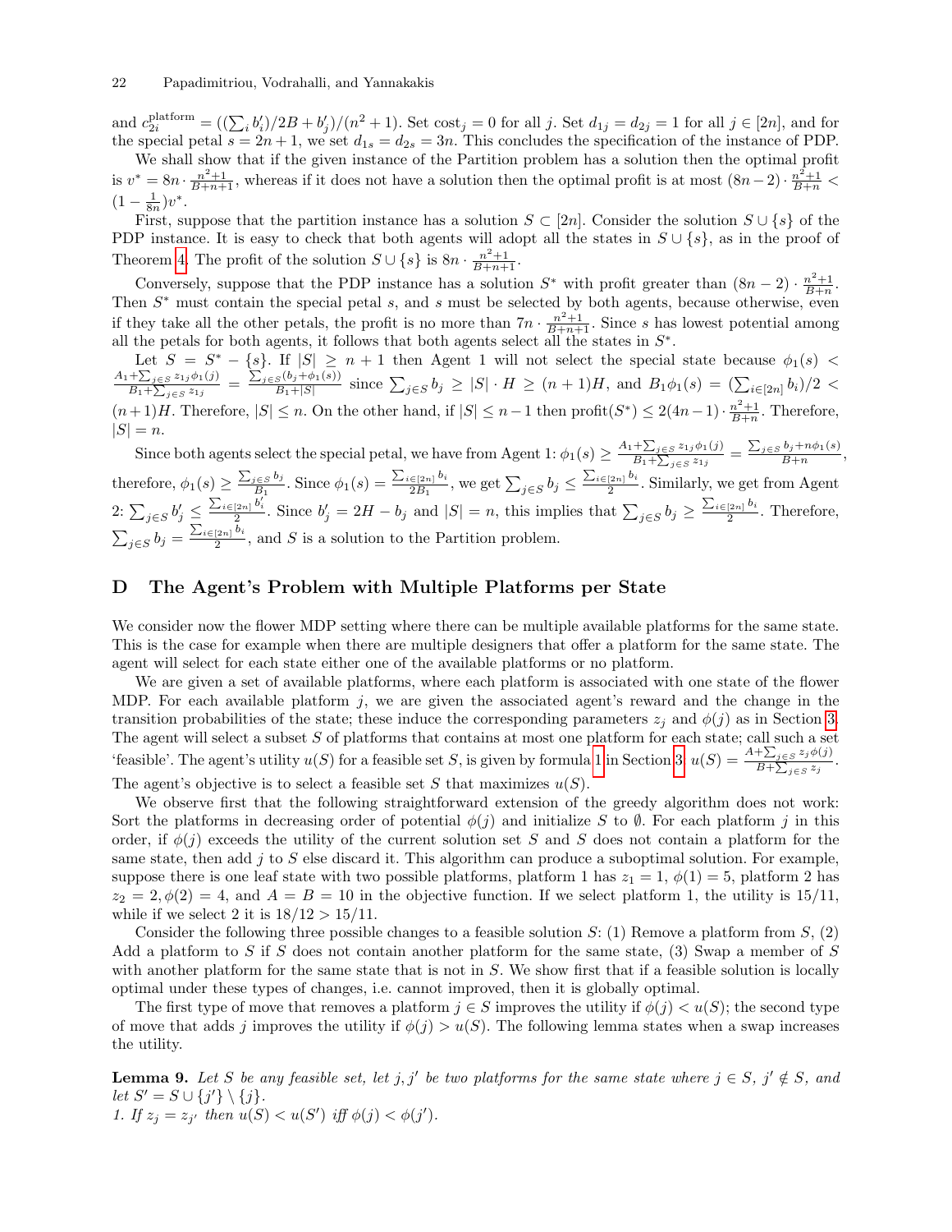and $c_{2i}^{\text{platform}} = ((\sum_i b_i')/2B + b_j')/(n^2+1)$. Set $\text{cost}_j = 0$ for all $j$. Set $d_{1j} = d_{2j} = 1$ for all $j \in [2n]$, and for the special petal $s = 2n+1$, we set $d_{1s} = d_{2s} = 3n$. This concludes the specification of the instance of PDP.

We shall show that if the given instance of the Partition problem has a solution then the optimal profit is $v^* = 8n \cdot \frac{n^2+1}{B+n+1}$, whereas if it does not have a solution then the optimal profit is at most $(8n-2) \cdot \frac{n^2+1}{B+n} < (1 - \frac{1}{8n})v^*$.

First, suppose that the partition instance has a solution $S \subset [2n]$. Consider the solution $S \cup \{s\}$ of the PDP instance. It is easy to check that both agents will adopt all the states in $S \cup \{s\}$, as in the proof of Theorem 4. The profit of the solution $S \cup \{s\}$ is $8n \cdot \frac{n^2+1}{B+n+1}$.

Conversely, suppose that the PDP instance has a solution $S^*$ with profit greater than $(8n-2) \cdot \frac{n^2+1}{B+n}$. Then $S^*$ must contain the special petal $s$, and $s$ must be selected by both agents, because otherwise, even if they take all the other petals, the profit is no more than $7n \cdot \frac{n^2+1}{B+n+1}$. Since $s$ has lowest potential among all the petals for both agents, it follows that both agents select all the states in $S^*$.

Let $S = S^* - \{s\}$. If $|S| \geq n+1$ then Agent 1 will not select the special state because $\phi_1(s) < \frac{A_1 + \sum_{j \in S} z_{1j}\phi_1(j)}{B_1 + \sum_{j \in S} z_{1j}} = \frac{\sum_{j \in S}(b_j + \phi_1(s))}{B_1 + |S|}$ since $\sum_{j \in S} b_j \geq |S| \cdot H \geq (n+1)H$, and $B_1\phi_1(s) = (\sum_{i \in [2n]} b_i)/2 < (n+1)H$. Therefore, $|S| \leq n$. On the other hand, if $|S| \leq n-1$ then $\text{profit}(S^*) \leq 2(4n-1) \cdot \frac{n^2+1}{B+n}$. Therefore, $|S| = n$.

Since both agents select the special petal, we have from Agent 1: $\phi_1(s) \geq \frac{A_1 + \sum_{j \in S} z_{1j}\phi_1(j)}{B_1 + \sum_{j \in S} z_{1j}} = \frac{\sum_{j \in S} b_j + n\phi_1(s)}{B+n}$, therefore, $\phi_1(s) \geq \frac{\sum_{j \in S} b_j}{B_1}$. Since $\phi_1(s) = \frac{\sum_{i \in [2n]} b_i}{2B_1}$, we get $\sum_{j \in S} b_j \leq \frac{\sum_{i \in [2n]} b_i}{2}$. Similarly, we get from Agent 2: $\sum_{j \in S} b_j' \leq \frac{\sum_{i \in [2n]} b_i'}{2}$. Since $b_j' = 2H - b_j$ and $|S| = n$, this implies that $\sum_{j \in S} b_j \geq \frac{\sum_{i \in [2n]} b_i}{2}$. Therefore, $\sum_{j \in S} b_j = \frac{\sum_{i \in [2n]} b_i}{2}$, and $S$ is a solution to the Partition problem.

## D The Agent's Problem with Multiple Platforms per State

We consider now the flower MDP setting where there can be multiple available platforms for the same state. This is the case for example when there are multiple designers that offer a platform for the same state. The agent will select for each state either one of the available platforms or no platform.

We are given a set of available platforms, where each platform is associated with one state of the flower MDP. For each available platform $j$, we are given the associated agent's reward and the change in the transition probabilities of the state; these induce the corresponding parameters $z_j$ and $\phi(j)$ as in Section 3. The agent will select a subset $S$ of platforms that contains at most one platform for each state; call such a set 'feasible'. The agent's utility $u(S)$ for a feasible set $S$, is given by formula 1 in Section 3: $u(S) = \frac{A + \sum_{j \in S} z_j \phi(j)}{B + \sum_{j \in S} z_j}$. The agent's objective is to select a feasible set $S$ that maximizes $u(S)$.

We observe first that the following straightforward extension of the greedy algorithm does not work: Sort the platforms in decreasing order of potential $\phi(j)$ and initialize $S$ to $\emptyset$. For each platform $j$ in this order, if $\phi(j)$ exceeds the utility of the current solution set $S$ and $S$ does not contain a platform for the same state, then add $j$ to $S$ else discard it. This algorithm can produce a suboptimal solution. For example, suppose there is one leaf state with two possible platforms, platform 1 has $z_1 = 1$, $\phi(1) = 5$, platform 2 has $z_2 = 2, \phi(2) = 4$, and $A = B = 10$ in the objective function. If we select platform 1, the utility is $15/11$, while if we select 2 it is $18/12 > 15/11$.

Consider the following three possible changes to a feasible solution $S$: (1) Remove a platform from $S$, (2) Add a platform to $S$ if $S$ does not contain another platform for the same state, (3) Swap a member of $S$ with another platform for the same state that is not in $S$. We show first that if a feasible solution is locally optimal under these types of changes, i.e. cannot improved, then it is globally optimal.

The first type of move that removes a platform $j \in S$ improves the utility if $\phi(j) < u(S)$; the second type of move that adds $j$ improves the utility if $\phi(j) > u(S)$. The following lemma states when a swap increases the utility.

**Lemma 9.** *Let $S$ be any feasible set, let $j, j'$ be two platforms for the same state where $j \in S$, $j' \notin S$, and let $S' = S \cup \{j'\} \setminus \{j\}$.*
*1. If $z_j = z_{j'}$ then $u(S) < u(S')$ iff $\phi(j) < \phi(j')$.*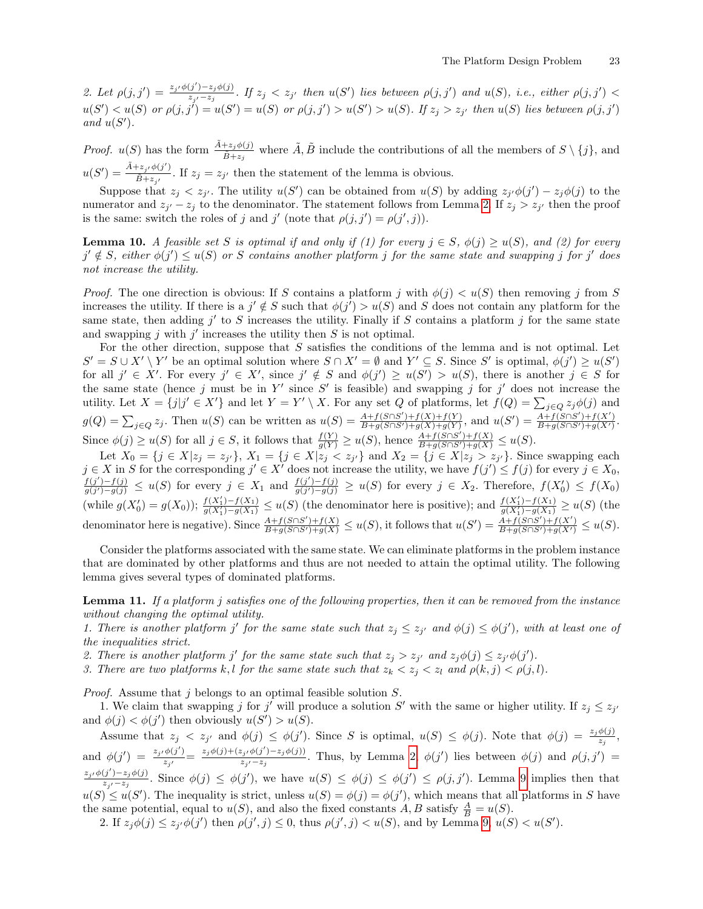*2. Let $\rho(j,j') = \frac{z_{j'}\phi(j') - z_j\phi(j)}{z_{j'} - z_j}$. If $z_j < z_{j'}$ then $u(S')$ lies between $\rho(j,j')$ and $u(S)$, i.e., either $\rho(j,j') < u(S') < u(S)$ or $\rho(j,j') = u(S') = u(S)$ or $\rho(j,j') > u(S') > u(S)$. If $z_j > z_{j'}$ then $u(S)$ lies between $\rho(j,j')$ and $u(S')$.*

*Proof.* $u(S)$ has the form $\frac{\tilde{A} + z_j\phi(j)}{\tilde{B} + z_j}$ where $\tilde{A}, \tilde{B}$ include the contributions of all the members of $S \setminus \{j\}$, and $u(S') = \frac{\tilde{A} + z_{j'}\phi(j')}{\tilde{B} + z_{j'}}$. If $z_j = z_{j'}$ then the statement of the lemma is obvious.

Suppose that $z_j < z_{j'}$. The utility $u(S')$ can be obtained from $u(S)$ by adding $z_{j'}\phi(j') - z_j\phi(j)$ to the numerator and $z_{j'} - z_j$ to the denominator. The statement follows from Lemma 2. If $z_j > z_{j'}$ then the proof is the same: switch the roles of $j$ and $j'$ (note that $\rho(j,j') = \rho(j',j)$).

**Lemma 10.** *A feasible set $S$ is optimal if and only if (1) for every $j \in S$, $\phi(j) \geq u(S)$, and (2) for every $j' \notin S$, either $\phi(j') \leq u(S)$ or $S$ contains another platform $j$ for the same state and swapping $j$ for $j'$ does not increase the utility.*

*Proof.* The one direction is obvious: If $S$ contains a platform $j$ with $\phi(j) < u(S)$ then removing $j$ from $S$ increases the utility. If there is a $j' \notin S$ such that $\phi(j') > u(S)$ and $S$ does not contain any platform for the same state, then adding $j'$ to $S$ increases the utility. Finally if $S$ contains a platform $j$ for the same state and swapping $j$ with $j'$ increases the utility then $S$ is not optimal.

For the other direction, suppose that $S$ satisfies the conditions of the lemma and is not optimal. Let $S' = S \cup X' \setminus Y'$ be an optimal solution where $S \cap X' = \emptyset$ and $Y' \subseteq S$. Since $S'$ is optimal, $\phi(j') \geq u(S')$ for all $j' \in X'$. For every $j' \in X'$, since $j' \notin S$ and $\phi(j') \geq u(S') > u(S)$, there is another $j \in S$ for the same state (hence $j$ must be in $Y'$ since $S'$ is feasible) and swapping $j$ for $j'$ does not increase the utility. Let $X = \{j | j' \in X'\}$ and let $Y = Y' \setminus X$. For any set $Q$ of platforms, let $f(Q) = \sum_{j\in Q} z_j\phi(j)$ and $g(Q) = \sum_{j\in Q} z_j$. Then $u(S)$ can be written as $u(S) = \frac{A + f(S\cap S') + f(X) + f(Y)}{B + g(S\cap S') + g(X) + g(Y)}$, and $u(S') = \frac{A + f(S\cap S') + f(X')}{B + g(S\cap S') + g(X')}$. Since $\phi(j) \geq u(S)$ for all $j \in S$, it follows that $\frac{f(Y)}{g(Y)} \geq u(S)$, hence $\frac{A + f(S\cap S') + f(X)}{B + g(S\cap S') + g(X)} \leq u(S)$.

Let $X_0 = \{j \in X | z_j = z_{j'}\}$, $X_1 = \{j \in X | z_j < z_{j'}\}$ and $X_2 = \{j \in X | z_j > z_{j'}\}$. Since swapping each $j \in X$ in $S$ for the corresponding $j' \in X'$ does not increase the utility, we have $f(j') \leq f(j)$ for every $j \in X_0$, $\frac{f(j') - f(j)}{g(j') - g(j)} \leq u(S)$ for every $j \in X_1$ and $\frac{f(j') - f(j)}{g(j') - g(j)} \geq u(S)$ for every $j \in X_2$. Therefore, $f(X_0') \leq f(X_0)$ (while $g(X_0') = g(X_0)$); $\frac{f(X_1') - f(X_1)}{g(X_1') - g(X_1)} \leq u(S)$ (the denominator here is positive); and $\frac{f(X_1') - f(X_1)}{g(X_1') - g(X_1)} \geq u(S)$ (the denominator here is negative). Since $\frac{A + f(S\cap S') + f(X)}{B + g(S\cap S') + g(X)} \leq u(S)$, it follows that $u(S') = \frac{A + f(S\cap S') + f(X')}{B + g(S\cap S') + g(X')} \leq u(S)$.

Consider the platforms associated with the same state. We can eliminate platforms in the problem instance that are dominated by other platforms and thus are not needed to attain the optimal utility. The following lemma gives several types of dominated platforms.

**Lemma 11.** *If a platform $j$ satisfies one of the following properties, then it can be removed from the instance without changing the optimal utility.*
*1. There is another platform $j'$ for the same state such that $z_j \leq z_{j'}$ and $\phi(j) \leq \phi(j')$, with at least one of the inequalities strict.*
*2. There is another platform $j'$ for the same state such that $z_j > z_{j'}$ and $z_j\phi(j) \leq z_{j'}\phi(j')$.*
*3. There are two platforms $k, l$ for the same state such that $z_k < z_j < z_l$ and $\rho(k,j) < \rho(j,l)$.*

*Proof.* Assume that $j$ belongs to an optimal feasible solution $S$.

1. We claim that swapping $j$ for $j'$ will produce a solution $S'$ with the same or higher utility. If $z_j \leq z_{j'}$ and $\phi(j) < \phi(j')$ then obviously $u(S') > u(S)$.

Assume that $z_j < z_{j'}$ and $\phi(j) \leq \phi(j')$. Since $S$ is optimal, $u(S) \leq \phi(j)$. Note that $\phi(j) = \frac{z_j\phi(j)}{z_j}$, and $\phi(j') = \frac{z_{j'}\phi(j')}{z_{j'}} = \frac{z_j\phi(j) + (z_{j'}\phi(j') - z_j\phi(j))}{z_{j'} - z_j}$. Thus, by Lemma 2, $\phi(j')$ lies between $\phi(j)$ and $\rho(j,j') = \frac{z_{j'}\phi(j') - z_j\phi(j)}{z_{j'} - z_j}$. Since $\phi(j) \leq \phi(j')$, we have $u(S) \leq \phi(j) \leq \phi(j') \leq \rho(j,j')$. Lemma 9 implies then that $u(S) \leq u(S')$. The inequality is strict, unless $u(S) = \phi(j) = \phi(j')$, which means that all platforms in $S$ have the same potential, equal to $u(S)$, and also the fixed constants $A, B$ satisfy $\frac{A}{B} = u(S)$.

2. If $z_j\phi(j) \leq z_{j'}\phi(j')$ then $\rho(j',j) \leq 0$, thus $\rho(j',j) < u(S)$, and by Lemma 9, $u(S) < u(S')$.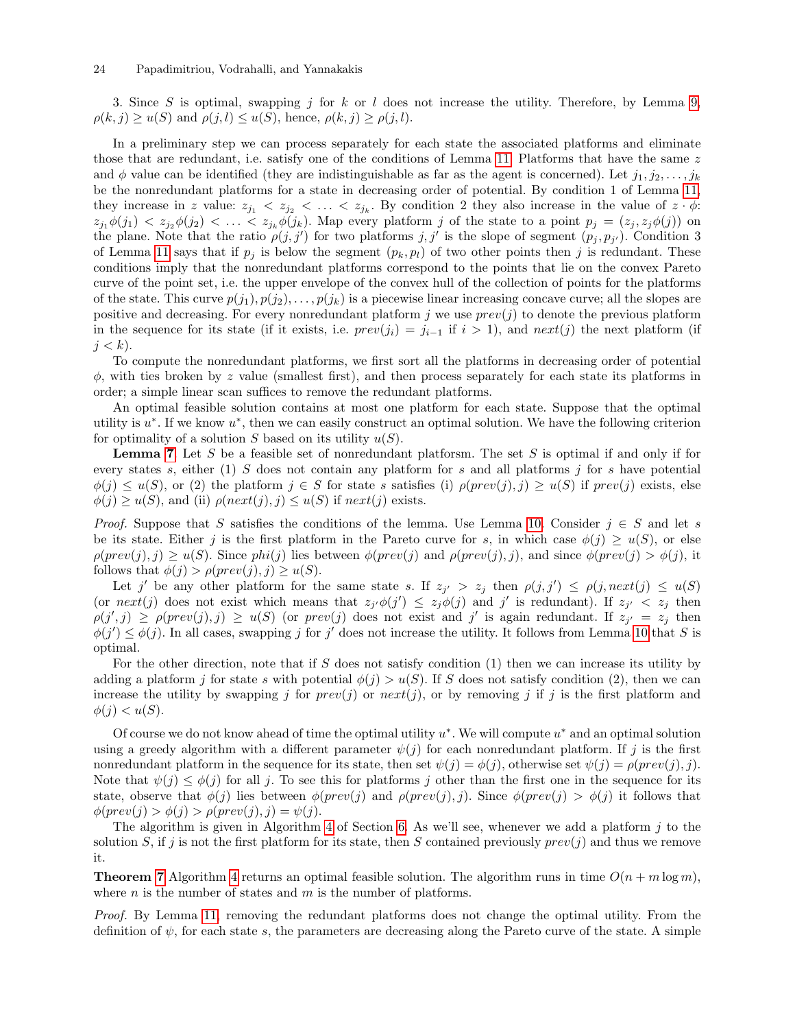3. Since $S$ is optimal, swapping $j$ for $k$ or $l$ does not increase the utility. Therefore, by Lemma 9, $\rho(k,j) \geq u(S)$ and $\rho(j,l) \leq u(S)$, hence, $\rho(k,j) \geq \rho(j,l)$.

In a preliminary step we can process separately for each state the associated platforms and eliminate those that are redundant, i.e. satisfy one of the conditions of Lemma 11. Platforms that have the same $z$ and $\phi$ value can be identified (they are indistinguishable as far as the agent is concerned). Let $j_1, j_2, \ldots, j_k$ be the nonredundant platforms for a state in decreasing order of potential. By condition 1 of Lemma 11, they increase in $z$ value: $z_{j_1} < z_{j_2} < \ldots < z_{j_k}$. By condition 2 they also increase in the value of $z \cdot \phi$: $z_{j_1}\phi(j_1) < z_{j_2}\phi(j_2) < \ldots < z_{j_k}\phi(j_k)$. Map every platform $j$ of the state to a point $p_j = (z_j, z_j\phi(j))$ on the plane. Note that the ratio $\rho(j,j')$ for two platforms $j, j'$ is the slope of segment $(p_j, p_{j'})$. Condition 3 of Lemma 11 says that if $p_j$ is below the segment $(p_k, p_l)$ of two other points then $j$ is redundant. These conditions imply that the nonredundant platforms correspond to the points that lie on the convex Pareto curve of the point set, i.e. the upper envelope of the convex hull of the collection of points for the platforms of the state. This curve $p(j_1), p(j_2), \ldots, p(j_k)$ is a piecewise linear increasing concave curve; all the slopes are positive and decreasing. For every nonredundant platform $j$ we use $prev(j)$ to denote the previous platform in the sequence for its state (if it exists, i.e. $prev(j_i) = j_{i-1}$ if $i > 1$), and $next(j)$ the next platform (if $j < k$).

To compute the nonredundant platforms, we first sort all the platforms in decreasing order of potential $\phi$, with ties broken by $z$ value (smallest first), and then process separately for each state its platforms in order; a simple linear scan suffices to remove the redundant platforms.

An optimal feasible solution contains at most one platform for each state. Suppose that the optimal utility is $u^*$. If we know $u^*$, then we can easily construct an optimal solution. We have the following criterion for optimality of a solution $S$ based on its utility $u(S)$.

**Lemma 7** Let $S$ be a feasible set of nonredundant platforsm. The set $S$ is optimal if and only if for every states $s$, either (1) $S$ does not contain any platform for $s$ and all platforms $j$ for $s$ have potential $\phi(j) \leq u(S)$, or (2) the platform $j \in S$ for state $s$ satisfies (i) $\rho(prev(j), j) \geq u(S)$ if $prev(j)$ exists, else $\phi(j) \geq u(S)$, and (ii) $\rho(next(j), j) \leq u(S)$ if $next(j)$ exists.

*Proof.* Suppose that $S$ satisfies the conditions of the lemma. Use Lemma 10. Consider $j \in S$ and let $s$ be its state. Either $j$ is the first platform in the Pareto curve for $s$, in which case $\phi(j) \geq u(S)$, or else $\rho(prev(j), j) \geq u(S)$. Since $phi(j)$ lies between $\phi(prev(j)$ and $\rho(prev(j), j)$, and since $\phi(prev(j) > \phi(j)$, it follows that $\phi(j) > \rho(prev(j), j) \geq u(S)$.

Let $j'$ be any other platform for the same state $s$. If $z_{j'} > z_j$ then $\rho(j, j') \leq \rho(j, next(j) \leq u(S)$ (or $next(j)$ does not exist which means that $z_{j'}\phi(j') \leq z_j\phi(j)$ and $j'$ is redundant). If $z_{j'} < z_j$ then $\rho(j', j) \geq \rho(prev(j), j) \geq u(S)$ (or $prev(j)$ does not exist and $j'$ is again redundant). If $z_{j'} = z_j$ then $\phi(j') \leq \phi(j)$. In all cases, swapping $j$ for $j'$ does not increase the utility. It follows from Lemma 10 that $S$ is optimal.

For the other direction, note that if $S$ does not satisfy condition (1) then we can increase its utility by adding a platform $j$ for state $s$ with potential $\phi(j) > u(S)$. If $S$ does not satisfy condition (2), then we can increase the utility by swapping $j$ for $prev(j)$ or $next(j)$, or by removing $j$ if $j$ is the first platform and $\phi(j) < u(S)$.

Of course we do not know ahead of time the optimal utility $u^*$. We will compute $u^*$ and an optimal solution using a greedy algorithm with a different parameter $\psi(j)$ for each nonredundant platform. If $j$ is the first nonredundant platform in the sequence for its state, then set $\psi(j) = \phi(j)$, otherwise set $\psi(j) = \rho(prev(j), j)$. Note that $\psi(j) \leq \phi(j)$ for all $j$. To see this for platforms $j$ other than the first one in the sequence for its state, observe that $\phi(j)$ lies between $\phi(prev(j)$ and $\rho(prev(j), j)$. Since $\phi(prev(j) > \phi(j)$ it follows that $\phi(prev(j) > \phi(j) > \rho(prev(j), j) = \psi(j)$.

The algorithm is given in Algorithm 4 of Section 6. As we'll see, whenever we add a platform $j$ to the solution $S$, if $j$ is not the first platform for its state, then $S$ contained previously $prev(j)$ and thus we remove it.

**Theorem 7** Algorithm 4 returns an optimal feasible solution. The algorithm runs in time $O(n + m \log m)$, where $n$ is the number of states and $m$ is the number of platforms.

*Proof.* By Lemma 11, removing the redundant platforms does not change the optimal utility. From the definition of $\psi$, for each state $s$, the parameters are decreasing along the Pareto curve of the state. A simple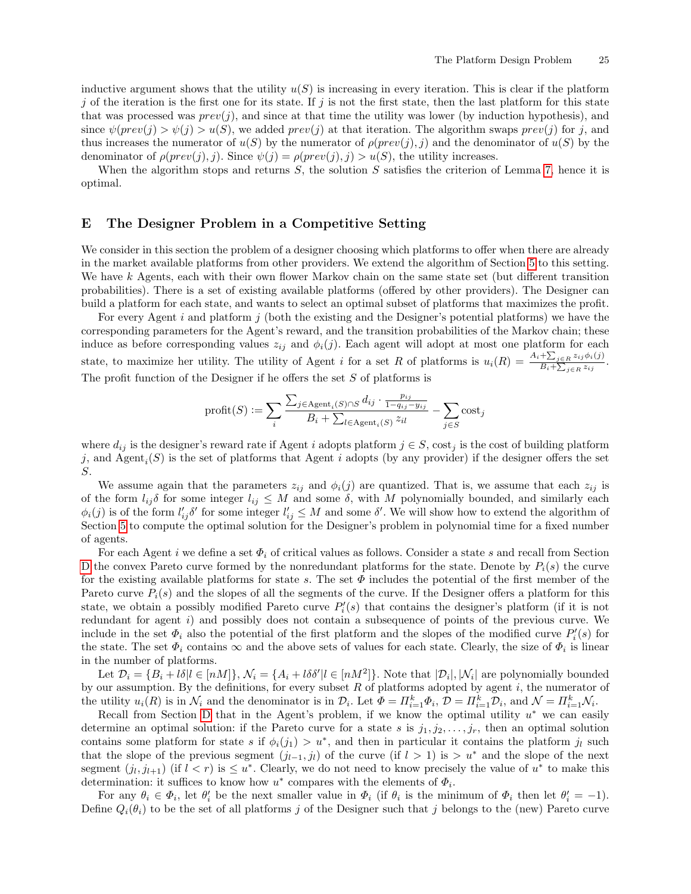inductive argument shows that the utility $u(S)$ is increasing in every iteration. This is clear if the platform $j$ of the iteration is the first one for its state. If $j$ is not the first state, then the last platform for this state that was processed was $prev(j)$, and since at that time the utility was lower (by induction hypothesis), and since $\psi(prev(j) > \psi(j) > u(S)$, we added $prev(j)$ at that iteration. The algorithm swaps $prev(j)$ for $j$, and thus increases the numerator of $u(S)$ by the numerator of $\rho(prev(j), j)$ and the denominator of $u(S)$ by the denominator of $\rho(prev(j), j)$. Since $\psi(j) = \rho(prev(j), j) > u(S)$, the utility increases.

When the algorithm stops and returns $S$, the solution $S$ satisfies the criterion of Lemma 7, hence it is optimal.

## E The Designer Problem in a Competitive Setting

We consider in this section the problem of a designer choosing which platforms to offer when there are already in the market available platforms from other providers. We extend the algorithm of Section 5 to this setting. We have $k$ Agents, each with their own flower Markov chain on the same state set (but different transition probabilities). There is a set of existing available platforms (offered by other providers). The Designer can build a platform for each state, and wants to select an optimal subset of platforms that maximizes the profit.

For every Agent $i$ and platform $j$ (both the existing and the Designer's potential platforms) we have the corresponding parameters for the Agent's reward, and the transition probabilities of the Markov chain; these induce as before corresponding values $z_{ij}$ and $\phi_i(j)$. Each agent will adopt at most one platform for each state, to maximize her utility. The utility of Agent $i$ for a set $R$ of platforms is $u_i(R) = \frac{A_i + \sum_{j \in R} z_{ij}\phi_i(j)}{B_i + \sum_{j \in R} z_{ij}}$. The profit function of the Designer if he offers the set $S$ of platforms is

$$\text{profit}(S) := \sum_i \frac{\sum_{j \in \text{Agent}_i(S) \cap S} d_{ij} \cdot \frac{p_{ij}}{1 - q_{ij} - y_{ij}}}{B_i + \sum_{l \in \text{Agent}_i(S)} z_{il}} - \sum_{j \in S} \text{cost}_j$$

where $d_{ij}$ is the designer's reward rate if Agent $i$ adopts platform $j \in S$, $\text{cost}_j$ is the cost of building platform $j$, and $\text{Agent}_i(S)$ is the set of platforms that Agent $i$ adopts (by any provider) if the designer offers the set $S$.

We assume again that the parameters $z_{ij}$ and $\phi_i(j)$ are quantized. That is, we assume that each $z_{ij}$ is of the form $l_{ij}\delta$ for some integer $l_{ij} \leq M$ and some $\delta$, with $M$ polynomially bounded, and similarly each $\phi_i(j)$ is of the form $l'_{ij}\delta'$ for some integer $l'_{ij} \leq M$ and some $\delta'$. We will show how to extend the algorithm of Section 5 to compute the optimal solution for the Designer's problem in polynomial time for a fixed number of agents.

For each Agent $i$ we define a set $\Phi_i$ of critical values as follows. Consider a state $s$ and recall from Section D the convex Pareto curve formed by the nonredundant platforms for the state. Denote by $P_i(s)$ the curve for the existing available platforms for state $s$. The set $\Phi$ includes the potential of the first member of the Pareto curve $P_i(s)$ and the slopes of all the segments of the curve. If the Designer offers a platform for this state, we obtain a possibly modified Pareto curve $P'_i(s)$ that contains the designer's platform (if it is not redundant for agent $i$) and possibly does not contain a subsequence of points of the previous curve. We include in the set $\Phi_i$ also the potential of the first platform and the slopes of the modified curve $P'_i(s)$ for the state. The set $\Phi_i$ contains $\infty$ and the above sets of values for each state. Clearly, the size of $\Phi_i$ is linear in the number of platforms.

Let $\mathcal{D}_i = \{B_i + l\delta | l \in [nM]\}$, $\mathcal{N}_i = \{A_i + l\delta\delta' | l \in [nM^2]\}$. Note that $|\mathcal{D}_i|, |\mathcal{N}_i|$ are polynomially bounded by our assumption. By the definitions, for every subset $R$ of platforms adopted by agent $i$, the numerator of the utility $u_i(R)$ is in $\mathcal{N}_i$ and the denominator is in $\mathcal{D}_i$. Let $\Phi = \Pi_{i=1}^k \Phi_i$, $\mathcal{D} = \Pi_{i=1}^k \mathcal{D}_i$, and $\mathcal{N} = \Pi_{i=1}^k \mathcal{N}_i$.

Recall from Section D that in the Agent's problem, if we know the optimal utility $u^*$ we can easily determine an optimal solution: if the Pareto curve for a state $s$ is $j_1, j_2, \ldots, j_r$, then an optimal solution contains some platform for state $s$ if $\phi_i(j_1) > u^*$, and then in particular it contains the platform $j_l$ such that the slope of the previous segment $(j_{l-1}, j_l)$ of the curve (if $l > 1$) is $> u^*$ and the slope of the next segment $(j_l, j_{l+1})$ (if $l < r$) is $\leq u^*$. Clearly, we do not need to know precisely the value of $u^*$ to make this determination: it suffices to know how $u^*$ compares with the elements of $\Phi_i$.

For any $\theta_i \in \Phi_i$, let $\theta'_i$ be the next smaller value in $\Phi_i$ (if $\theta_i$ is the minimum of $\Phi_i$ then let $\theta'_i = -1$). Define $Q_i(\theta_i)$ to be the set of all platforms $j$ of the Designer such that $j$ belongs to the (new) Pareto curve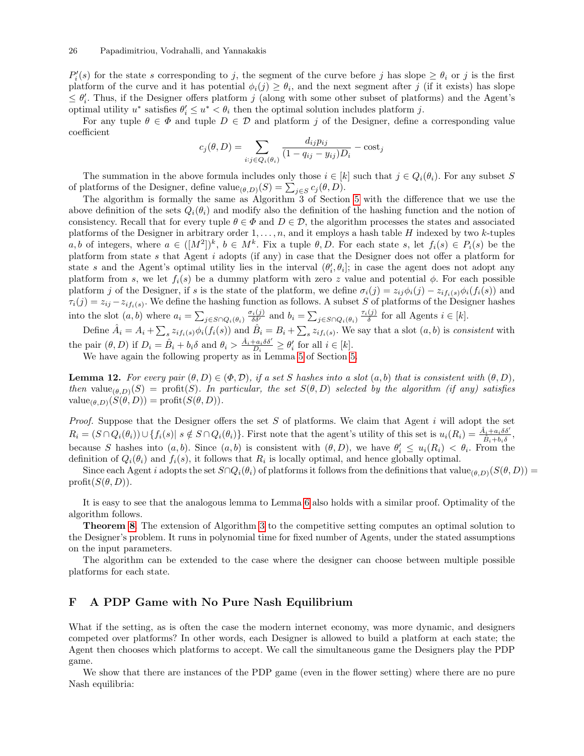$P_i'(s)$ for the state $s$ corresponding to $j$, the segment of the curve before $j$ has slope $\geq \theta_i$ or $j$ is the first platform of the curve and it has potential $\phi_i(j) \geq \theta_i$, and the next segment after $j$ (if it exists) has slope $\leq \theta_i'$. Thus, if the Designer offers platform $j$ (along with some other subset of platforms) and the Agent's optimal utility $u^*$ satisfies $\theta_i' \leq u^* < \theta_i$ then the optimal solution includes platform $j$.

For any tuple $\theta \in \Phi$ and tuple $D \in \mathcal{D}$ and platform $j$ of the Designer, define a corresponding value coefficient

$$c_j(\theta, D) = \sum_{i: j \in Q_i(\theta_i)} \frac{d_{ij} p_{ij}}{(1 - q_{ij} - y_{ij}) D_i} - \text{cost}_j$$

The summation in the above formula includes only those $i \in [k]$ such that $j \in Q_i(\theta_i)$. For any subset $S$ of platforms of the Designer, define $\text{value}_{(\theta,D)}(S) = \sum_{j \in S} c_j(\theta, D)$.

The algorithm is formally the same as Algorithm 3 of Section 5 with the difference that we use the above definition of the sets $Q_i(\theta_i)$ and modify also the definition of the hashing function and the notion of consistency. Recall that for every tuple $\theta \in \Phi$ and $D \in \mathcal{D}$, the algorithm processes the states and associated platforms of the Designer in arbitrary order $1, \ldots, n$, and it employs a hash table $H$ indexed by two $k$-tuples $a, b$ of integers, where $a \in ([M^2])^k$, $b \in M^k$. Fix a tuple $\theta, D$. For each state $s$, let $f_i(s) \in P_i(s)$ be the platform from state $s$ that Agent $i$ adopts (if any) in case that the Designer does not offer a platform for state $s$ and the Agent's optimal utility lies in the interval $(\theta_i', \theta_i]$; in case the agent does not adopt any platform from $s$, we let $f_i(s)$ be a dummy platform with zero $z$ value and potential $\phi$. For each possible platform $j$ of the Designer, if $s$ is the state of the platform, we define $\sigma_i(j) = z_{ij}\phi_i(j) - z_{if_i(s)}\phi(f_i(s))$ and $\tau_i(j) = z_{ij} - z_{if_i(s)}$. We define the hashing function as follows. A subset $S$ of platforms of the Designer hashes into the slot $(a, b)$ where $a_i = \sum_{j \in S \cap Q_i(\theta_i)} \frac{\sigma_i(j)}{\delta\delta'}$ and $b_i = \sum_{j \in S \cap Q_i(\theta_i)} \frac{\tau_i(j)}{\delta}$ for all Agents $i \in [k]$.

Define $\hat{A}_i = A_i + \sum_s z_{if_i(s)}\phi(f_i(s))$ and $\hat{B}_i = B_i + \sum_s z_{if_i(s)}$. We say that a slot $(a, b)$ is *consistent* with the pair $(\theta, D)$ if $D_i = \hat{B}_i + b_i\delta$ and $\theta_i > \frac{\hat{A}_i + a_i\delta\delta'}{D_i} \geq \theta_i'$ for all $i \in [k]$.

We have again the following property as in Lemma 5 of Section 5.

**Lemma 12.** *For every pair $(\theta, D) \in (\Phi, \mathcal{D})$, if a set $S$ hashes into a slot $(a, b)$ that is consistent with $(\theta, D)$, then $\text{value}_{(\theta,D)}(S) = \text{profit}(S)$. In particular, the set $S(\theta, D)$ selected by the algorithm (if any) satisfies $\text{value}_{(\theta,D)}(S(\theta, D)) = \text{profit}(S(\theta, D))$.*

*Proof.* Suppose that the Designer offers the set $S$ of platforms. We claim that Agent $i$ will adopt the set $R_i = (S \cap Q_i(\theta_i)) \cup \{f_i(s) | \ s \notin S \cap Q_i(\theta_i)\}$. First note that the agent's utility of this set is $u_i(R_i) = \frac{\hat{A}_i + a_i\delta\delta'}{\hat{B}_i + b_i\delta}$, because $S$ hashes into $(a, b)$. Since $(a, b)$ is consistent with $(\theta, D)$, we have $\theta_i' \leq u_i(R_i) < \theta_i$. From the definition of $Q_i(\theta_i)$ and $f_i(s)$, it follows that $R_i$ is locally optimal, and hence globally optimal.

Since each Agent $i$ adopts the set $S \cap Q_i(\theta_i)$ of platforms it follows from the definitions that $\text{value}_{(\theta,D)}(S(\theta, D)) = \text{profit}(S(\theta, D))$.

It is easy to see that the analogous lemma to Lemma 6 also holds with a similar proof. Optimality of the algorithm follows.

**Theorem 8.** The extension of Algorithm 3 to the competitive setting computes an optimal solution to the Designer's problem. It runs in polynomial time for fixed number of Agents, under the stated assumptions on the input parameters.

The algorithm can be extended to the case where the designer can choose between multiple possible platforms for each state.

## F A PDP Game with No Pure Nash Equilibrium

What if the setting, as is often the case the modern internet economy, was more dynamic, and designers competed over platforms? In other words, each Designer is allowed to build a platform at each state; the Agent then chooses which platforms to accept. We call the simultaneous game the Designers play the PDP game.

We show that there are instances of the PDP game (even in the flower setting) where there are no pure Nash equilibria: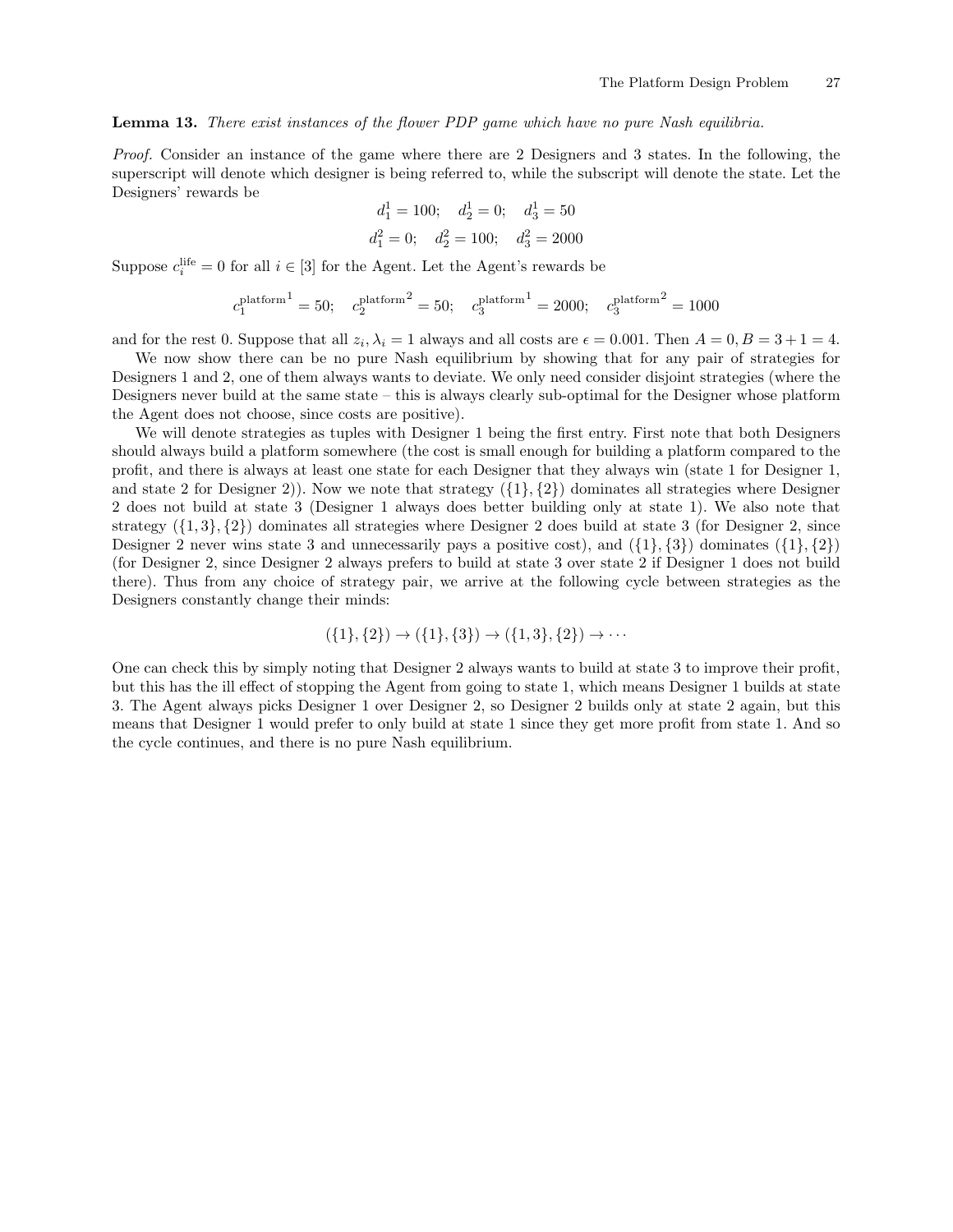**Lemma 13.** *There exist instances of the flower PDP game which have no pure Nash equilibria.*

*Proof.* Consider an instance of the game where there are 2 Designers and 3 states. In the following, the superscript will denote which designer is being referred to, while the subscript will denote the state. Let the Designers' rewards be

$$d_1^1 = 100; \quad d_2^1 = 0; \quad d_3^1 = 50$$
$$d_1^2 = 0; \quad d_2^2 = 100; \quad d_3^2 = 2000$$

Suppose $c_i^{\text{life}} = 0$ for all $i \in [3]$ for the Agent. Let the Agent's rewards be

$$c_1^{\text{platform}^1} = 50; \quad c_2^{\text{platform}^2} = 50; \quad c_3^{\text{platform}^1} = 2000; \quad c_3^{\text{platform}^2} = 1000$$

and for the rest 0. Suppose that all $z_i, \lambda_i = 1$ always and all costs are $\epsilon = 0.001$. Then $A = 0, B = 3 + 1 = 4$.

We now show there can be no pure Nash equilibrium by showing that for any pair of strategies for Designers 1 and 2, one of them always wants to deviate. We only need consider disjoint strategies (where the Designers never build at the same state – this is always clearly sub-optimal for the Designer whose platform the Agent does not choose, since costs are positive).

We will denote strategies as tuples with Designer 1 being the first entry. First note that both Designers should always build a platform somewhere (the cost is small enough for building a platform compared to the profit, and there is always at least one state for each Designer that they always win (state 1 for Designer 1, and state 2 for Designer 2)). Now we note that strategy $(\{1\}, \{2\})$ dominates all strategies where Designer 2 does not build at state 3 (Designer 1 always does better building only at state 1). We also note that strategy $(\{1, 3\}, \{2\})$ dominates all strategies where Designer 2 does build at state 3 (for Designer 2, since Designer 2 never wins state 3 and unnecessarily pays a positive cost), and $(\{1\}, \{3\})$ dominates $(\{1\}, \{2\})$ (for Designer 2, since Designer 2 always prefers to build at state 3 over state 2 if Designer 1 does not build there). Thus from any choice of strategy pair, we arrive at the following cycle between strategies as the Designers constantly change their minds:

$$(\{1\}, \{2\}) \to (\{1\}, \{3\}) \to (\{1, 3\}, \{2\}) \to \cdots$$

One can check this by simply noting that Designer 2 always wants to build at state 3 to improve their profit, but this has the ill effect of stopping the Agent from going to state 1, which means Designer 1 builds at state 3. The Agent always picks Designer 1 over Designer 2, so Designer 2 builds only at state 2 again, but this means that Designer 1 would prefer to only build at state 1 since they get more profit from state 1. And so the cycle continues, and there is no pure Nash equilibrium.